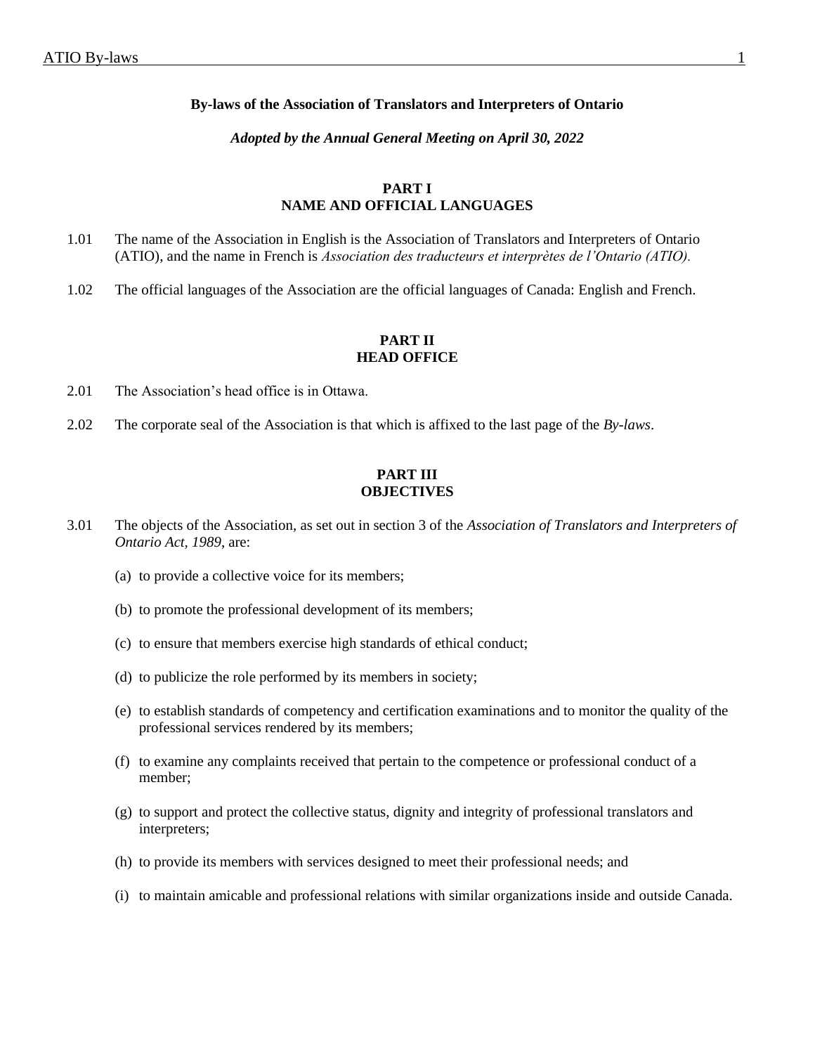# By-laws of the Association of Translators and Interpreters of Ontario

***Adopted by the Annual General Meeting on April 30, 2022***

## PART I
## NAME AND OFFICIAL LANGUAGES

1.01 The name of the Association in English is the Association of Translators and Interpreters of Ontario (ATIO), and the name in French is *Association des traducteurs et interprètes de l'Ontario (ATIO).*

1.02 The official languages of the Association are the official languages of Canada: English and French.

## PART II
## HEAD OFFICE

2.01 The Association's head office is in Ottawa.

2.02 The corporate seal of the Association is that which is affixed to the last page of the *By-laws*.

## PART III
## OBJECTIVES

3.01 The objects of the Association, as set out in section 3 of the *Association of Translators and Interpreters of Ontario Act, 1989*, are:

(a) to provide a collective voice for its members;

(b) to promote the professional development of its members;

(c) to ensure that members exercise high standards of ethical conduct;

(d) to publicize the role performed by its members in society;

(e) to establish standards of competency and certification examinations and to monitor the quality of the professional services rendered by its members;

(f) to examine any complaints received that pertain to the competence or professional conduct of a member;

(g) to support and protect the collective status, dignity and integrity of professional translators and interpreters;

(h) to provide its members with services designed to meet their professional needs; and

(i) to maintain amicable and professional relations with similar organizations inside and outside Canada.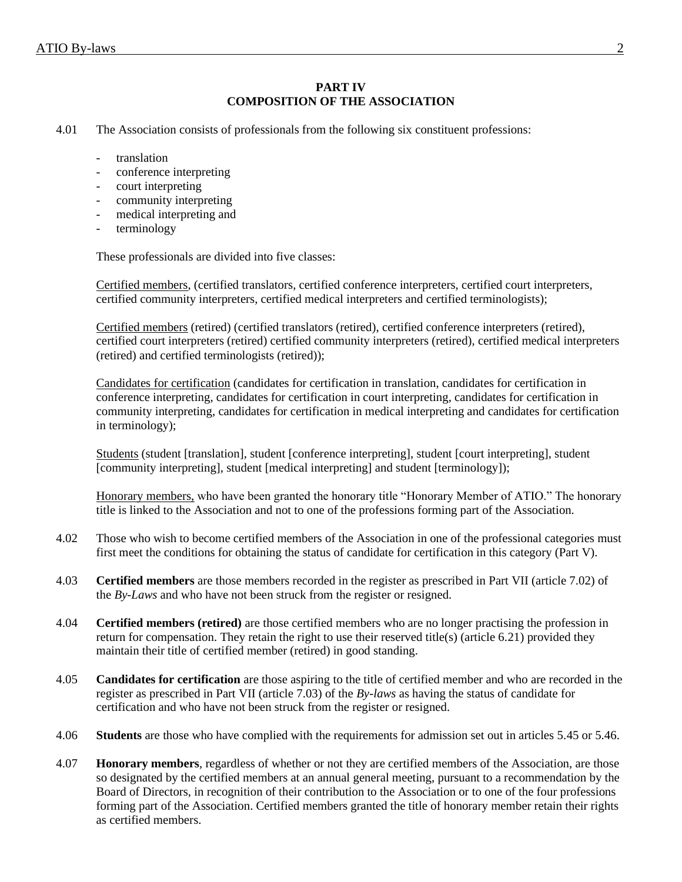## PART IV
## COMPOSITION OF THE ASSOCIATION

4.01 The Association consists of professionals from the following six constituent professions:

- translation
- conference interpreting
- court interpreting
- community interpreting
- medical interpreting and
- terminology

These professionals are divided into five classes:

Certified members, (certified translators, certified conference interpreters, certified court interpreters, certified community interpreters, certified medical interpreters and certified terminologists);

Certified members (retired) (certified translators (retired), certified conference interpreters (retired), certified court interpreters (retired) certified community interpreters (retired), certified medical interpreters (retired) and certified terminologists (retired));

Candidates for certification (candidates for certification in translation, candidates for certification in conference interpreting, candidates for certification in court interpreting, candidates for certification in community interpreting, candidates for certification in medical interpreting and candidates for certification in terminology);

Students (student [translation], student [conference interpreting], student [court interpreting], student [community interpreting], student [medical interpreting] and student [terminology]);

Honorary members, who have been granted the honorary title "Honorary Member of ATIO." The honorary title is linked to the Association and not to one of the professions forming part of the Association.

4.02 Those who wish to become certified members of the Association in one of the professional categories must first meet the conditions for obtaining the status of candidate for certification in this category (Part V).

4.03 **Certified members** are those members recorded in the register as prescribed in Part VII (article 7.02) of the *By-Laws* and who have not been struck from the register or resigned.

4.04 **Certified members (retired)** are those certified members who are no longer practising the profession in return for compensation. They retain the right to use their reserved title(s) (article 6.21) provided they maintain their title of certified member (retired) in good standing.

4.05 **Candidates for certification** are those aspiring to the title of certified member and who are recorded in the register as prescribed in Part VII (article 7.03) of the *By-laws* as having the status of candidate for certification and who have not been struck from the register or resigned.

4.06 **Students** are those who have complied with the requirements for admission set out in articles 5.45 or 5.46.

4.07 **Honorary members**, regardless of whether or not they are certified members of the Association, are those so designated by the certified members at an annual general meeting, pursuant to a recommendation by the Board of Directors, in recognition of their contribution to the Association or to one of the four professions forming part of the Association. Certified members granted the title of honorary member retain their rights as certified members.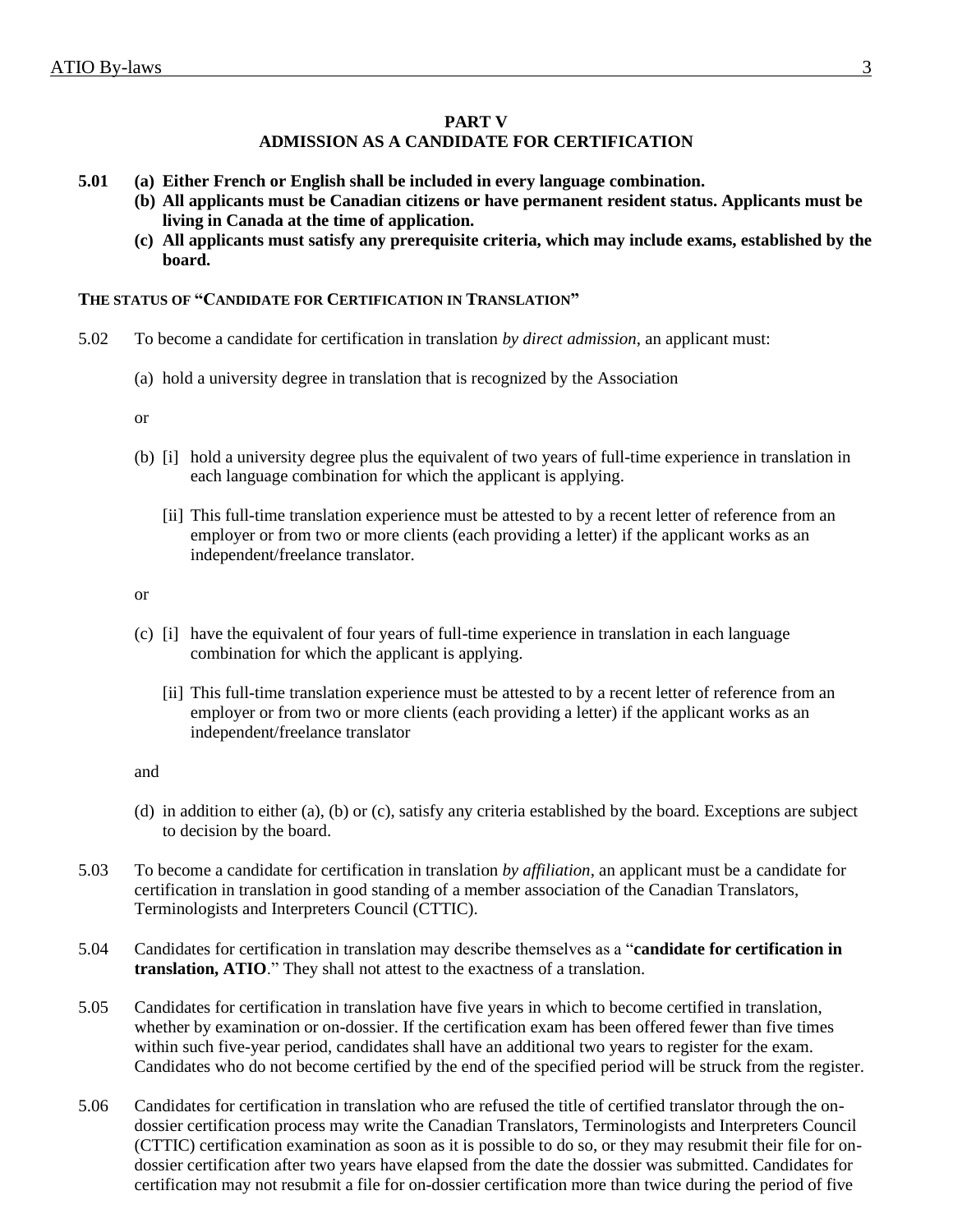## PART V
## ADMISSION AS A CANDIDATE FOR CERTIFICATION

**5.01** **(a) Either French or English shall be included in every language combination.**

**(b) All applicants must be Canadian citizens or have permanent resident status. Applicants must be living in Canada at the time of application.**

**(c) All applicants must satisfy any prerequisite criteria, which may include exams, established by the board.**

### THE STATUS OF "CANDIDATE FOR CERTIFICATION IN TRANSLATION"

5.02 To become a candidate for certification in translation *by direct admission*, an applicant must:

(a) hold a university degree in translation that is recognized by the Association

or

(b) [i] hold a university degree plus the equivalent of two years of full-time experience in translation in each language combination for which the applicant is applying.

[ii] This full-time translation experience must be attested to by a recent letter of reference from an employer or from two or more clients (each providing a letter) if the applicant works as an independent/freelance translator.

or

(c) [i] have the equivalent of four years of full-time experience in translation in each language combination for which the applicant is applying.

[ii] This full-time translation experience must be attested to by a recent letter of reference from an employer or from two or more clients (each providing a letter) if the applicant works as an independent/freelance translator

and

(d) in addition to either (a), (b) or (c), satisfy any criteria established by the board. Exceptions are subject to decision by the board.

5.03 To become a candidate for certification in translation *by affiliation*, an applicant must be a candidate for certification in translation in good standing of a member association of the Canadian Translators, Terminologists and Interpreters Council (CTTIC).

5.04 Candidates for certification in translation may describe themselves as a "**candidate for certification in translation, ATIO**." They shall not attest to the exactness of a translation.

5.05 Candidates for certification in translation have five years in which to become certified in translation, whether by examination or on-dossier. If the certification exam has been offered fewer than five times within such five-year period, candidates shall have an additional two years to register for the exam. Candidates who do not become certified by the end of the specified period will be struck from the register.

5.06 Candidates for certification in translation who are refused the title of certified translator through the on-dossier certification process may write the Canadian Translators, Terminologists and Interpreters Council (CTTIC) certification examination as soon as it is possible to do so, or they may resubmit their file for on-dossier certification after two years have elapsed from the date the dossier was submitted. Candidates for certification may not resubmit a file for on-dossier certification more than twice during the period of five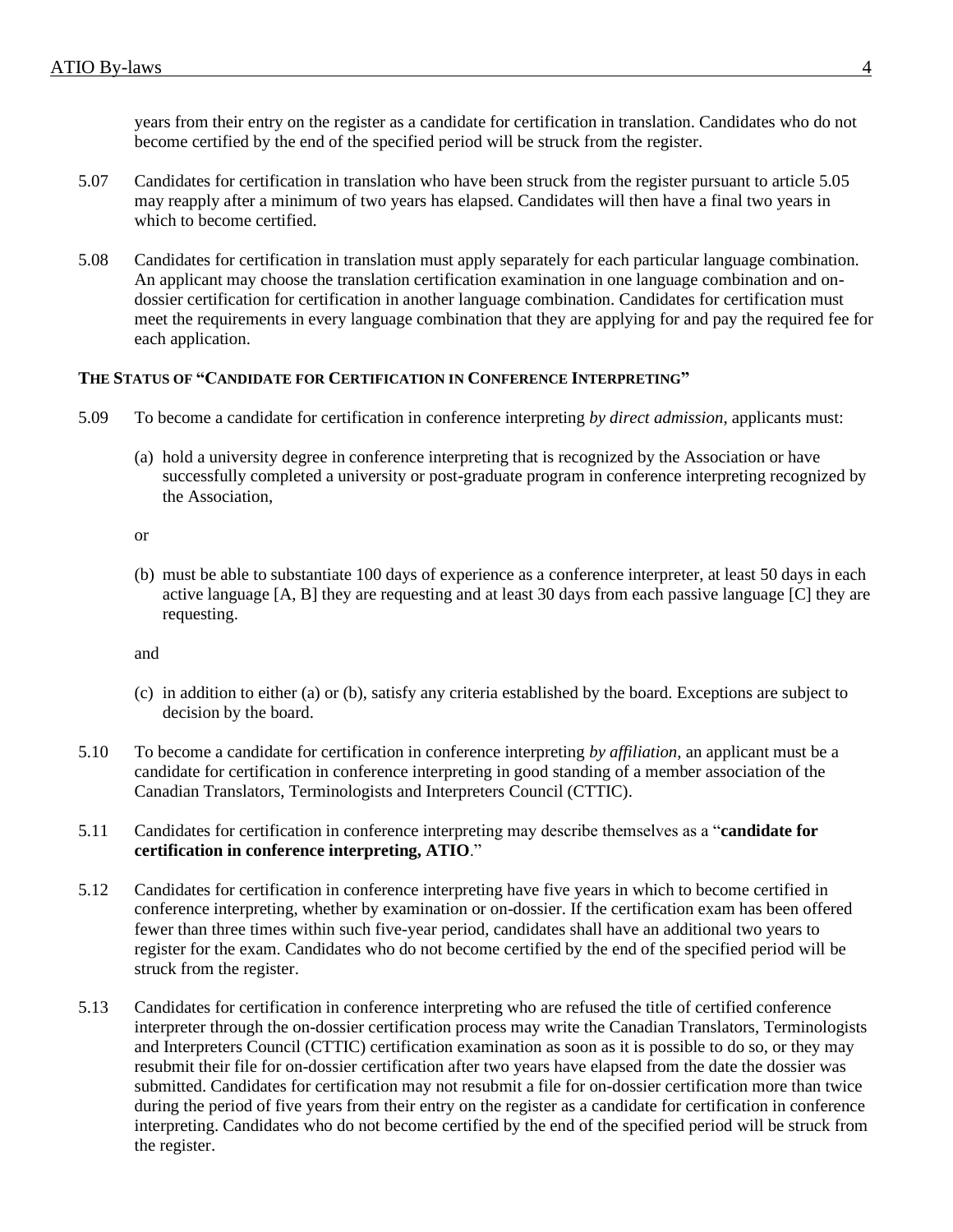years from their entry on the register as a candidate for certification in translation. Candidates who do not become certified by the end of the specified period will be struck from the register.

5.07 Candidates for certification in translation who have been struck from the register pursuant to article 5.05 may reapply after a minimum of two years has elapsed. Candidates will then have a final two years in which to become certified.

5.08 Candidates for certification in translation must apply separately for each particular language combination. An applicant may choose the translation certification examination in one language combination and on-dossier certification for certification in another language combination. Candidates for certification must meet the requirements in every language combination that they are applying for and pay the required fee for each application.

### THE STATUS OF "CANDIDATE FOR CERTIFICATION IN CONFERENCE INTERPRETING"

5.09 To become a candidate for certification in conference interpreting *by direct admission*, applicants must:

(a) hold a university degree in conference interpreting that is recognized by the Association or have successfully completed a university or post-graduate program in conference interpreting recognized by the Association,

or

(b) must be able to substantiate 100 days of experience as a conference interpreter, at least 50 days in each active language [A, B] they are requesting and at least 30 days from each passive language [C] they are requesting.

and

(c) in addition to either (a) or (b), satisfy any criteria established by the board. Exceptions are subject to decision by the board.

5.10 To become a candidate for certification in conference interpreting *by affiliation*, an applicant must be a candidate for certification in conference interpreting in good standing of a member association of the Canadian Translators, Terminologists and Interpreters Council (CTTIC).

5.11 Candidates for certification in conference interpreting may describe themselves as a "**candidate for certification in conference interpreting, ATIO**."

5.12 Candidates for certification in conference interpreting have five years in which to become certified in conference interpreting, whether by examination or on-dossier. If the certification exam has been offered fewer than three times within such five-year period, candidates shall have an additional two years to register for the exam. Candidates who do not become certified by the end of the specified period will be struck from the register.

5.13 Candidates for certification in conference interpreting who are refused the title of certified conference interpreter through the on-dossier certification process may write the Canadian Translators, Terminologists and Interpreters Council (CTTIC) certification examination as soon as it is possible to do so, or they may resubmit their file for on-dossier certification after two years have elapsed from the date the dossier was submitted. Candidates for certification may not resubmit a file for on-dossier certification more than twice during the period of five years from their entry on the register as a candidate for certification in conference interpreting. Candidates who do not become certified by the end of the specified period will be struck from the register.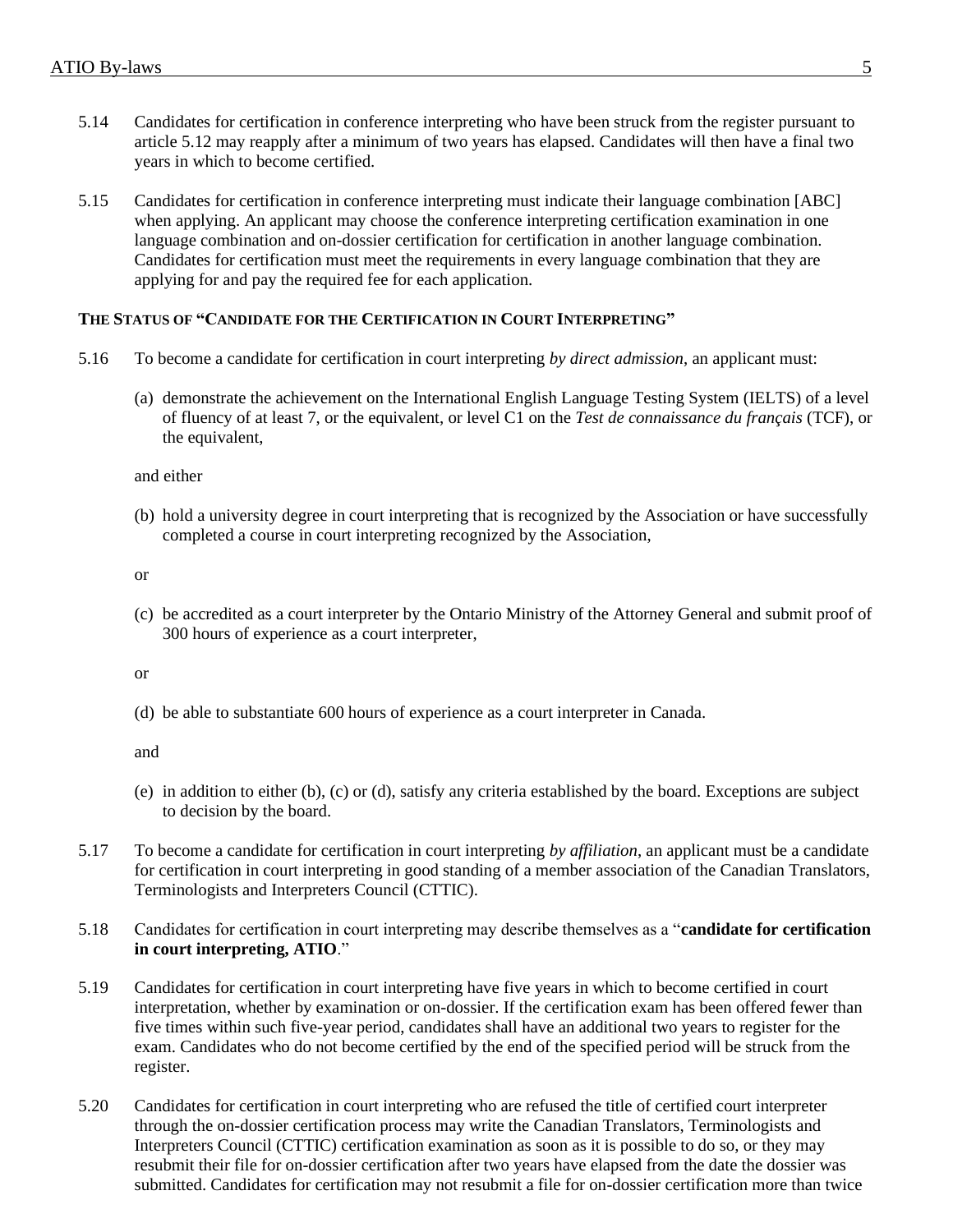5.14 Candidates for certification in conference interpreting who have been struck from the register pursuant to article 5.12 may reapply after a minimum of two years has elapsed. Candidates will then have a final two years in which to become certified.

5.15 Candidates for certification in conference interpreting must indicate their language combination [ABC] when applying. An applicant may choose the conference interpreting certification examination in one language combination and on-dossier certification for certification in another language combination. Candidates for certification must meet the requirements in every language combination that they are applying for and pay the required fee for each application.

**THE STATUS OF "CANDIDATE FOR THE CERTIFICATION IN COURT INTERPRETING"**

5.16 To become a candidate for certification in court interpreting *by direct admission*, an applicant must:

(a) demonstrate the achievement on the International English Language Testing System (IELTS) of a level of fluency of at least 7, or the equivalent, or level C1 on the *Test de connaissance du français* (TCF), or the equivalent,

and either

(b) hold a university degree in court interpreting that is recognized by the Association or have successfully completed a course in court interpreting recognized by the Association,

or

(c) be accredited as a court interpreter by the Ontario Ministry of the Attorney General and submit proof of 300 hours of experience as a court interpreter,

or

(d) be able to substantiate 600 hours of experience as a court interpreter in Canada.

and

(e) in addition to either (b), (c) or (d), satisfy any criteria established by the board. Exceptions are subject to decision by the board.

5.17 To become a candidate for certification in court interpreting *by affiliation*, an applicant must be a candidate for certification in court interpreting in good standing of a member association of the Canadian Translators, Terminologists and Interpreters Council (CTTIC).

5.18 Candidates for certification in court interpreting may describe themselves as a "**candidate for certification in court interpreting, ATIO**."

5.19 Candidates for certification in court interpreting have five years in which to become certified in court interpretation, whether by examination or on-dossier. If the certification exam has been offered fewer than five times within such five-year period, candidates shall have an additional two years to register for the exam. Candidates who do not become certified by the end of the specified period will be struck from the register.

5.20 Candidates for certification in court interpreting who are refused the title of certified court interpreter through the on-dossier certification process may write the Canadian Translators, Terminologists and Interpreters Council (CTTIC) certification examination as soon as it is possible to do so, or they may resubmit their file for on-dossier certification after two years have elapsed from the date the dossier was submitted. Candidates for certification may not resubmit a file for on-dossier certification more than twice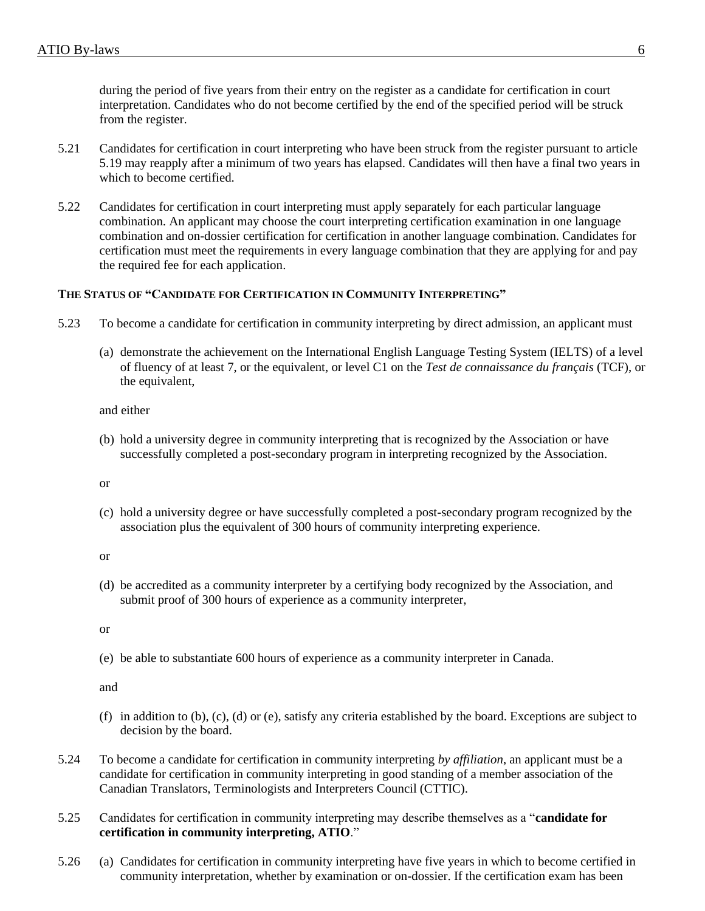during the period of five years from their entry on the register as a candidate for certification in court interpretation. Candidates who do not become certified by the end of the specified period will be struck from the register.

5.21 Candidates for certification in court interpreting who have been struck from the register pursuant to article 5.19 may reapply after a minimum of two years has elapsed. Candidates will then have a final two years in which to become certified.

5.22 Candidates for certification in court interpreting must apply separately for each particular language combination. An applicant may choose the court interpreting certification examination in one language combination and on-dossier certification for certification in another language combination. Candidates for certification must meet the requirements in every language combination that they are applying for and pay the required fee for each application.

#### THE STATUS OF "CANDIDATE FOR CERTIFICATION IN COMMUNITY INTERPRETING"

5.23 To become a candidate for certification in community interpreting by direct admission, an applicant must

(a) demonstrate the achievement on the International English Language Testing System (IELTS) of a level of fluency of at least 7, or the equivalent, or level C1 on the *Test de connaissance du français* (TCF), or the equivalent,

and either

(b) hold a university degree in community interpreting that is recognized by the Association or have successfully completed a post-secondary program in interpreting recognized by the Association.

or

(c) hold a university degree or have successfully completed a post-secondary program recognized by the association plus the equivalent of 300 hours of community interpreting experience.

or

(d) be accredited as a community interpreter by a certifying body recognized by the Association, and submit proof of 300 hours of experience as a community interpreter,

or

(e) be able to substantiate 600 hours of experience as a community interpreter in Canada.

and

(f) in addition to (b), (c), (d) or (e), satisfy any criteria established by the board. Exceptions are subject to decision by the board.

5.24 To become a candidate for certification in community interpreting *by affiliation*, an applicant must be a candidate for certification in community interpreting in good standing of a member association of the Canadian Translators, Terminologists and Interpreters Council (CTTIC).

5.25 Candidates for certification in community interpreting may describe themselves as a "**candidate for certification in community interpreting, ATIO**."

5.26 (a) Candidates for certification in community interpreting have five years in which to become certified in community interpretation, whether by examination or on-dossier. If the certification exam has been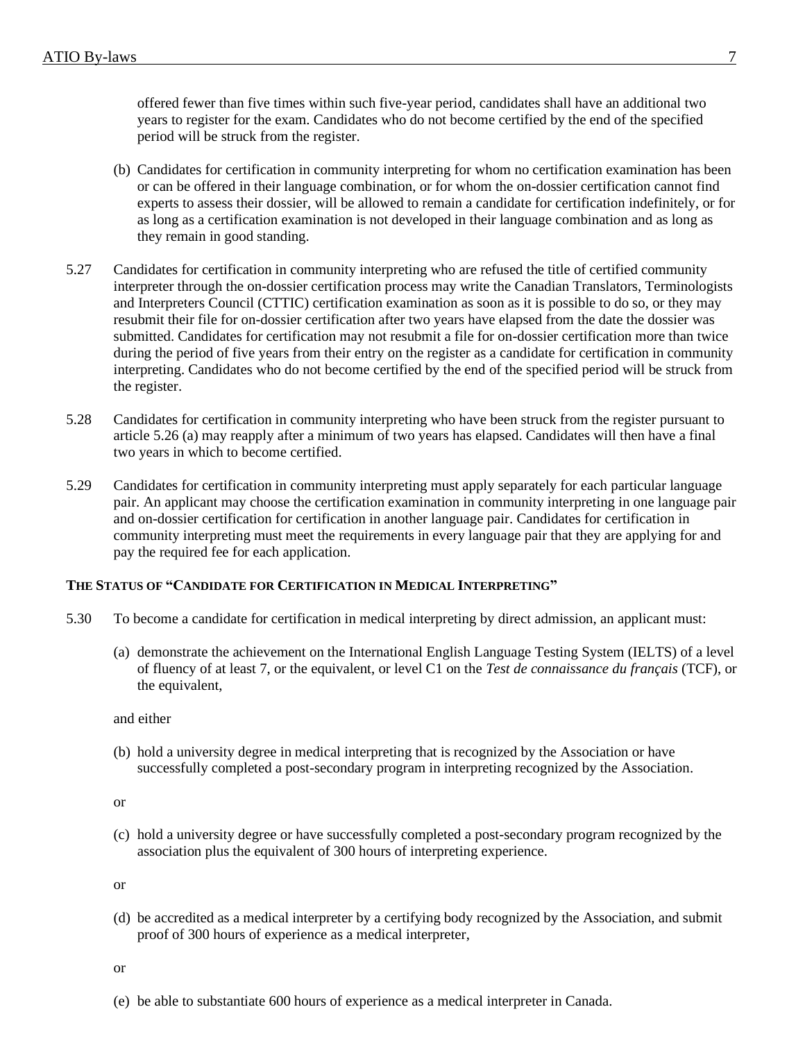offered fewer than five times within such five-year period, candidates shall have an additional two years to register for the exam. Candidates who do not become certified by the end of the specified period will be struck from the register.

(b) Candidates for certification in community interpreting for whom no certification examination has been or can be offered in their language combination, or for whom the on-dossier certification cannot find experts to assess their dossier, will be allowed to remain a candidate for certification indefinitely, or for as long as a certification examination is not developed in their language combination and as long as they remain in good standing.

5.27 Candidates for certification in community interpreting who are refused the title of certified community interpreter through the on-dossier certification process may write the Canadian Translators, Terminologists and Interpreters Council (CTTIC) certification examination as soon as it is possible to do so, or they may resubmit their file for on-dossier certification after two years have elapsed from the date the dossier was submitted. Candidates for certification may not resubmit a file for on-dossier certification more than twice during the period of five years from their entry on the register as a candidate for certification in community interpreting. Candidates who do not become certified by the end of the specified period will be struck from the register.

5.28 Candidates for certification in community interpreting who have been struck from the register pursuant to article 5.26 (a) may reapply after a minimum of two years has elapsed. Candidates will then have a final two years in which to become certified.

5.29 Candidates for certification in community interpreting must apply separately for each particular language pair. An applicant may choose the certification examination in community interpreting in one language pair and on-dossier certification for certification in another language pair. Candidates for certification in community interpreting must meet the requirements in every language pair that they are applying for and pay the required fee for each application.

**THE STATUS OF "CANDIDATE FOR CERTIFICATION IN MEDICAL INTERPRETING"**

5.30 To become a candidate for certification in medical interpreting by direct admission, an applicant must:

(a) demonstrate the achievement on the International English Language Testing System (IELTS) of a level of fluency of at least 7, or the equivalent, or level C1 on the *Test de connaissance du français* (TCF), or the equivalent,

and either

(b) hold a university degree in medical interpreting that is recognized by the Association or have successfully completed a post-secondary program in interpreting recognized by the Association.

or

(c) hold a university degree or have successfully completed a post-secondary program recognized by the association plus the equivalent of 300 hours of interpreting experience.

or

(d) be accredited as a medical interpreter by a certifying body recognized by the Association, and submit proof of 300 hours of experience as a medical interpreter,

or

(e) be able to substantiate 600 hours of experience as a medical interpreter in Canada.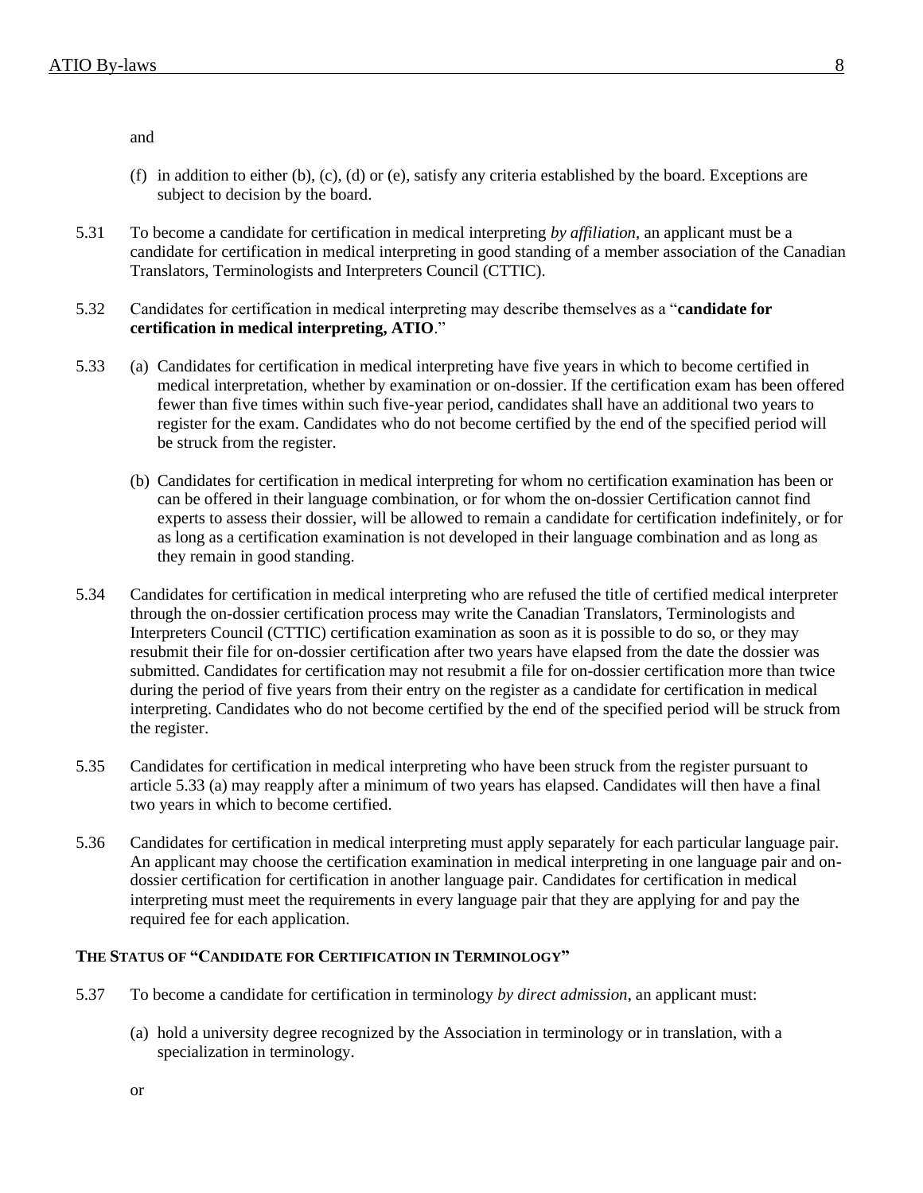and

(f) in addition to either (b), (c), (d) or (e), satisfy any criteria established by the board. Exceptions are subject to decision by the board.

5.31 To become a candidate for certification in medical interpreting *by affiliation*, an applicant must be a candidate for certification in medical interpreting in good standing of a member association of the Canadian Translators, Terminologists and Interpreters Council (CTTIC).

5.32 Candidates for certification in medical interpreting may describe themselves as a "**candidate for certification in medical interpreting, ATIO**."

5.33 (a) Candidates for certification in medical interpreting have five years in which to become certified in medical interpretation, whether by examination or on-dossier. If the certification exam has been offered fewer than five times within such five-year period, candidates shall have an additional two years to register for the exam. Candidates who do not become certified by the end of the specified period will be struck from the register.

(b) Candidates for certification in medical interpreting for whom no certification examination has been or can be offered in their language combination, or for whom the on-dossier Certification cannot find experts to assess their dossier, will be allowed to remain a candidate for certification indefinitely, or for as long as a certification examination is not developed in their language combination and as long as they remain in good standing.

5.34 Candidates for certification in medical interpreting who are refused the title of certified medical interpreter through the on-dossier certification process may write the Canadian Translators, Terminologists and Interpreters Council (CTTIC) certification examination as soon as it is possible to do so, or they may resubmit their file for on-dossier certification after two years have elapsed from the date the dossier was submitted. Candidates for certification may not resubmit a file for on-dossier certification more than twice during the period of five years from their entry on the register as a candidate for certification in medical interpreting. Candidates who do not become certified by the end of the specified period will be struck from the register.

5.35 Candidates for certification in medical interpreting who have been struck from the register pursuant to article 5.33 (a) may reapply after a minimum of two years has elapsed. Candidates will then have a final two years in which to become certified.

5.36 Candidates for certification in medical interpreting must apply separately for each particular language pair. An applicant may choose the certification examination in medical interpreting in one language pair and on-dossier certification for certification in another language pair. Candidates for certification in medical interpreting must meet the requirements in every language pair that they are applying for and pay the required fee for each application.

### THE STATUS OF "CANDIDATE FOR CERTIFICATION IN TERMINOLOGY"

5.37 To become a candidate for certification in terminology *by direct admission*, an applicant must:

(a) hold a university degree recognized by the Association in terminology or in translation, with a specialization in terminology.

or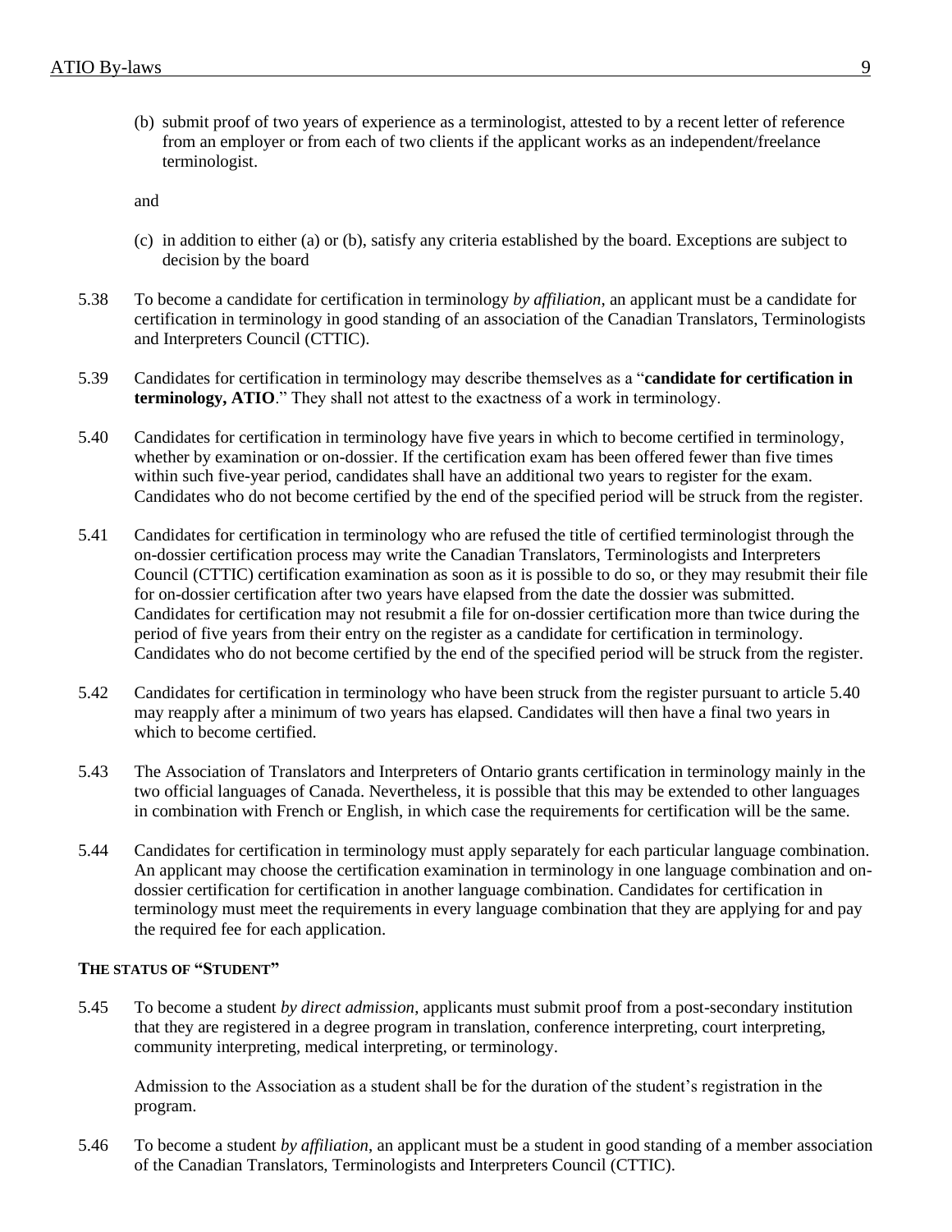(b) submit proof of two years of experience as a terminologist, attested to by a recent letter of reference from an employer or from each of two clients if the applicant works as an independent/freelance terminologist.

and

(c) in addition to either (a) or (b), satisfy any criteria established by the board. Exceptions are subject to decision by the board

5.38 To become a candidate for certification in terminology *by affiliation*, an applicant must be a candidate for certification in terminology in good standing of an association of the Canadian Translators, Terminologists and Interpreters Council (CTTIC).

5.39 Candidates for certification in terminology may describe themselves as a "**candidate for certification in terminology, ATIO**." They shall not attest to the exactness of a work in terminology.

5.40 Candidates for certification in terminology have five years in which to become certified in terminology, whether by examination or on-dossier. If the certification exam has been offered fewer than five times within such five-year period, candidates shall have an additional two years to register for the exam. Candidates who do not become certified by the end of the specified period will be struck from the register.

5.41 Candidates for certification in terminology who are refused the title of certified terminologist through the on-dossier certification process may write the Canadian Translators, Terminologists and Interpreters Council (CTTIC) certification examination as soon as it is possible to do so, or they may resubmit their file for on-dossier certification after two years have elapsed from the date the dossier was submitted. Candidates for certification may not resubmit a file for on-dossier certification more than twice during the period of five years from their entry on the register as a candidate for certification in terminology. Candidates who do not become certified by the end of the specified period will be struck from the register.

5.42 Candidates for certification in terminology who have been struck from the register pursuant to article 5.40 may reapply after a minimum of two years has elapsed. Candidates will then have a final two years in which to become certified.

5.43 The Association of Translators and Interpreters of Ontario grants certification in terminology mainly in the two official languages of Canada. Nevertheless, it is possible that this may be extended to other languages in combination with French or English, in which case the requirements for certification will be the same.

5.44 Candidates for certification in terminology must apply separately for each particular language combination. An applicant may choose the certification examination in terminology in one language combination and on-dossier certification for certification in another language combination. Candidates for certification in terminology must meet the requirements in every language combination that they are applying for and pay the required fee for each application.

### THE STATUS OF "STUDENT"

5.45 To become a student *by direct admission*, applicants must submit proof from a post-secondary institution that they are registered in a degree program in translation, conference interpreting, court interpreting, community interpreting, medical interpreting, or terminology.

Admission to the Association as a student shall be for the duration of the student's registration in the program.

5.46 To become a student *by affiliation*, an applicant must be a student in good standing of a member association of the Canadian Translators, Terminologists and Interpreters Council (CTTIC).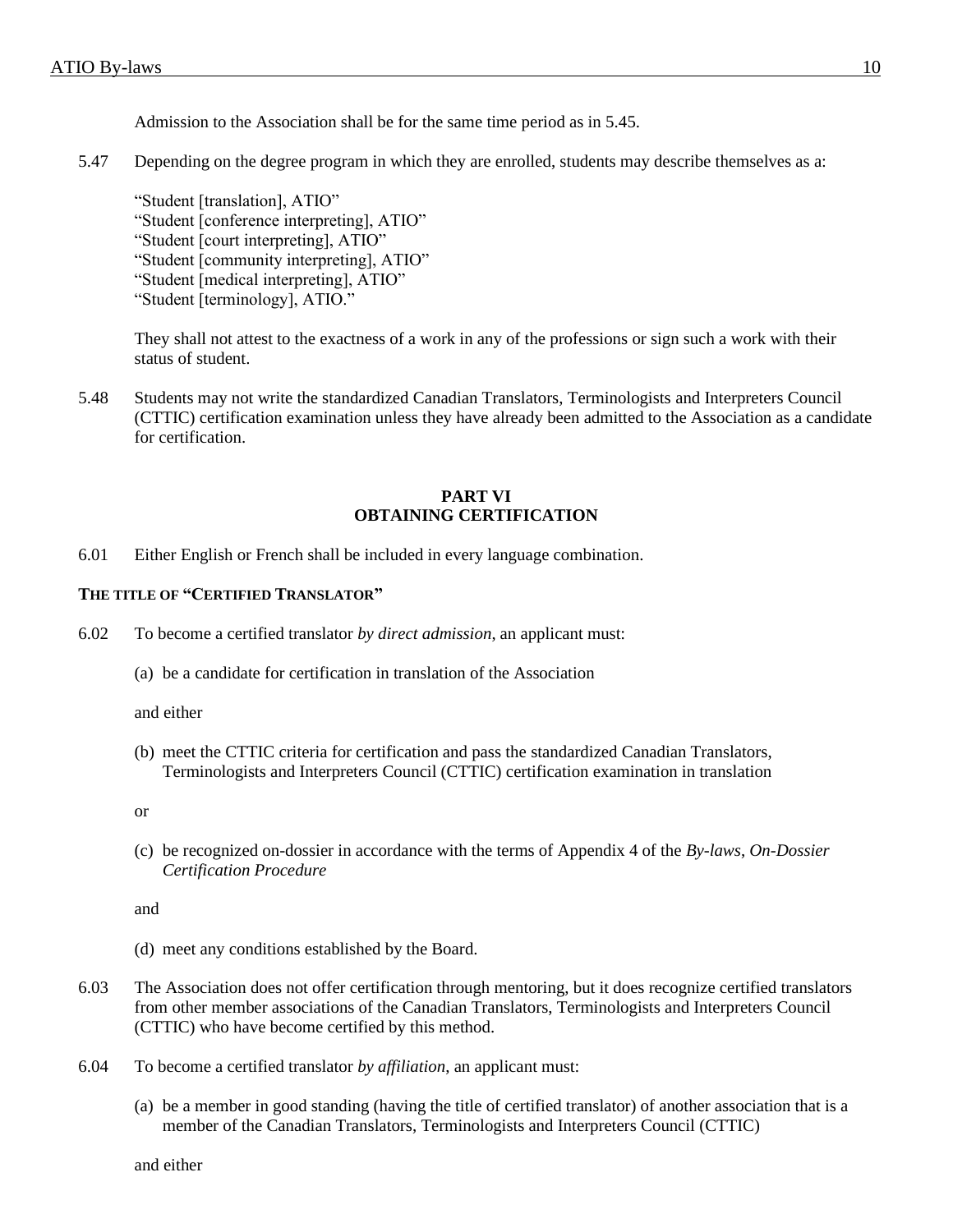Admission to the Association shall be for the same time period as in 5.45.

5.47 Depending on the degree program in which they are enrolled, students may describe themselves as a:

"Student [translation], ATIO"
"Student [conference interpreting], ATIO"
"Student [court interpreting], ATIO"
"Student [community interpreting], ATIO"
"Student [medical interpreting], ATIO"
"Student [terminology], ATIO."

They shall not attest to the exactness of a work in any of the professions or sign such a work with their status of student.

5.48 Students may not write the standardized Canadian Translators, Terminologists and Interpreters Council (CTTIC) certification examination unless they have already been admitted to the Association as a candidate for certification.

## PART VI
## OBTAINING CERTIFICATION

6.01 Either English or French shall be included in every language combination.

### THE TITLE OF "CERTIFIED TRANSLATOR"

6.02 To become a certified translator *by direct admission*, an applicant must:

(a) be a candidate for certification in translation of the Association

and either

(b) meet the CTTIC criteria for certification and pass the standardized Canadian Translators, Terminologists and Interpreters Council (CTTIC) certification examination in translation

or

(c) be recognized on-dossier in accordance with the terms of Appendix 4 of the *By-laws*, *On-Dossier Certification Procedure*

and

(d) meet any conditions established by the Board.

6.03 The Association does not offer certification through mentoring, but it does recognize certified translators from other member associations of the Canadian Translators, Terminologists and Interpreters Council (CTTIC) who have become certified by this method.

6.04 To become a certified translator *by affiliation*, an applicant must:

(a) be a member in good standing (having the title of certified translator) of another association that is a member of the Canadian Translators, Terminologists and Interpreters Council (CTTIC)

and either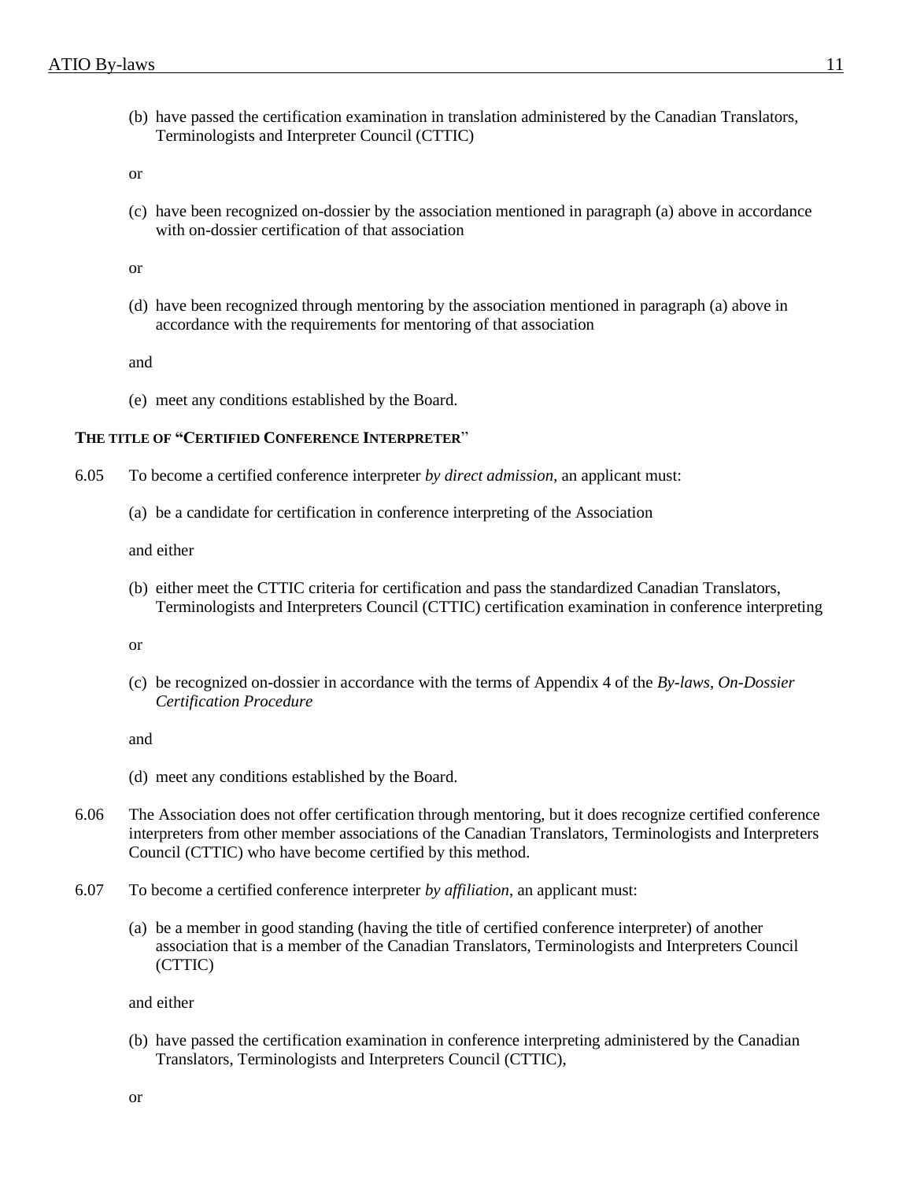(b) have passed the certification examination in translation administered by the Canadian Translators, Terminologists and Interpreter Council (CTTIC)

or

(c) have been recognized on-dossier by the association mentioned in paragraph (a) above in accordance with on-dossier certification of that association

or

(d) have been recognized through mentoring by the association mentioned in paragraph (a) above in accordance with the requirements for mentoring of that association

and

(e) meet any conditions established by the Board.

**THE TITLE OF "CERTIFIED CONFERENCE INTERPRETER"**

6.05 To become a certified conference interpreter *by direct admission*, an applicant must:

(a) be a candidate for certification in conference interpreting of the Association

and either

(b) either meet the CTTIC criteria for certification and pass the standardized Canadian Translators, Terminologists and Interpreters Council (CTTIC) certification examination in conference interpreting

or

(c) be recognized on-dossier in accordance with the terms of Appendix 4 of the *By-laws*, *On-Dossier Certification Procedure*

and

(d) meet any conditions established by the Board.

6.06 The Association does not offer certification through mentoring, but it does recognize certified conference interpreters from other member associations of the Canadian Translators, Terminologists and Interpreters Council (CTTIC) who have become certified by this method.

6.07 To become a certified conference interpreter *by affiliation*, an applicant must:

(a) be a member in good standing (having the title of certified conference interpreter) of another association that is a member of the Canadian Translators, Terminologists and Interpreters Council (CTTIC)

and either

(b) have passed the certification examination in conference interpreting administered by the Canadian Translators, Terminologists and Interpreters Council (CTTIC),

or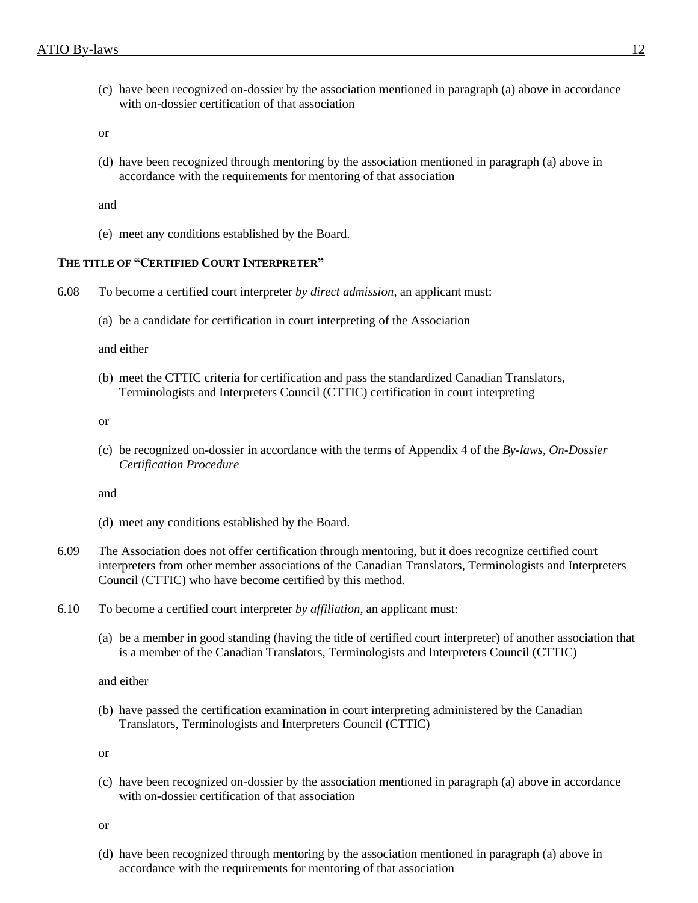(c) have been recognized on-dossier by the association mentioned in paragraph (a) above in accordance with on-dossier certification of that association

or

(d) have been recognized through mentoring by the association mentioned in paragraph (a) above in accordance with the requirements for mentoring of that association

and

(e) meet any conditions established by the Board.

**THE TITLE OF "CERTIFIED COURT INTERPRETER"**

6.08 To become a certified court interpreter *by direct admission*, an applicant must:

(a) be a candidate for certification in court interpreting of the Association

and either

(b) meet the CTTIC criteria for certification and pass the standardized Canadian Translators, Terminologists and Interpreters Council (CTTIC) certification in court interpreting

or

(c) be recognized on-dossier in accordance with the terms of Appendix 4 of the *By-laws, On-Dossier Certification Procedure*

and

(d) meet any conditions established by the Board.

6.09 The Association does not offer certification through mentoring, but it does recognize certified court interpreters from other member associations of the Canadian Translators, Terminologists and Interpreters Council (CTTIC) who have become certified by this method.

6.10 To become a certified court interpreter *by affiliation*, an applicant must:

(a) be a member in good standing (having the title of certified court interpreter) of another association that is a member of the Canadian Translators, Terminologists and Interpreters Council (CTTIC)

and either

(b) have passed the certification examination in court interpreting administered by the Canadian Translators, Terminologists and Interpreters Council (CTTIC)

or

(c) have been recognized on-dossier by the association mentioned in paragraph (a) above in accordance with on-dossier certification of that association

or

(d) have been recognized through mentoring by the association mentioned in paragraph (a) above in accordance with the requirements for mentoring of that association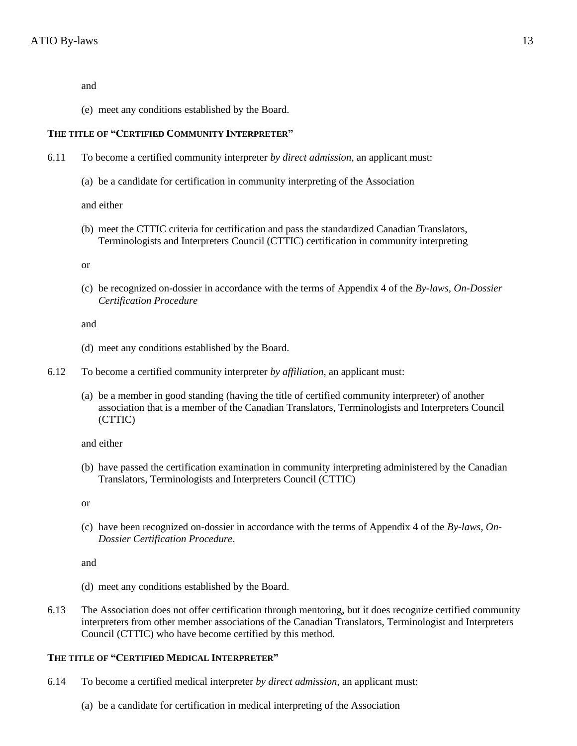and

(e) meet any conditions established by the Board.

#### THE TITLE OF "CERTIFIED COMMUNITY INTERPRETER"

6.11 To become a certified community interpreter *by direct admission*, an applicant must:

(a) be a candidate for certification in community interpreting of the Association

and either

(b) meet the CTTIC criteria for certification and pass the standardized Canadian Translators, Terminologists and Interpreters Council (CTTIC) certification in community interpreting

or

(c) be recognized on-dossier in accordance with the terms of Appendix 4 of the *By-laws, On-Dossier Certification Procedure*

and

(d) meet any conditions established by the Board.

6.12 To become a certified community interpreter *by affiliation*, an applicant must:

(a) be a member in good standing (having the title of certified community interpreter) of another association that is a member of the Canadian Translators, Terminologists and Interpreters Council (CTTIC)

and either

(b) have passed the certification examination in community interpreting administered by the Canadian Translators, Terminologists and Interpreters Council (CTTIC)

or

(c) have been recognized on-dossier in accordance with the terms of Appendix 4 of the *By-laws, On-Dossier Certification Procedure*.

and

(d) meet any conditions established by the Board.

6.13 The Association does not offer certification through mentoring, but it does recognize certified community interpreters from other member associations of the Canadian Translators, Terminologist and Interpreters Council (CTTIC) who have become certified by this method.

#### THE TITLE OF "CERTIFIED MEDICAL INTERPRETER"

6.14 To become a certified medical interpreter *by direct admission*, an applicant must:

(a) be a candidate for certification in medical interpreting of the Association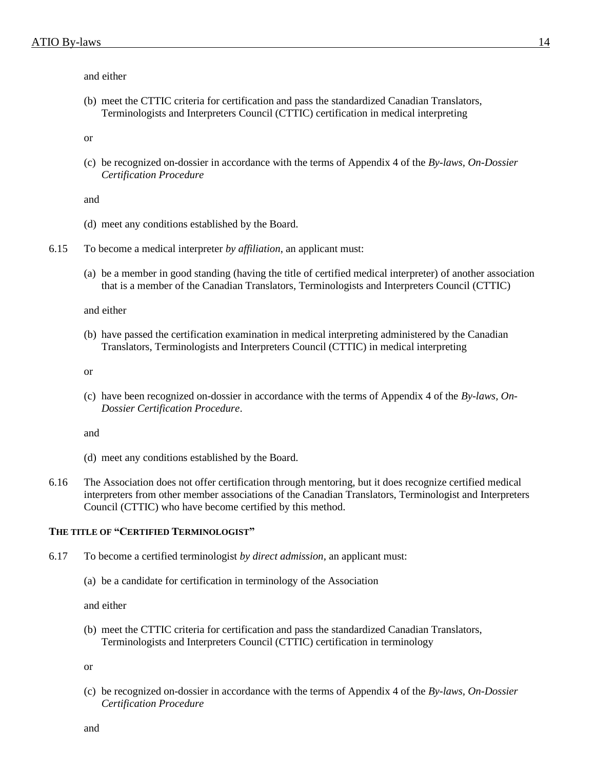and either

(b) meet the CTTIC criteria for certification and pass the standardized Canadian Translators, Terminologists and Interpreters Council (CTTIC) certification in medical interpreting

or

(c) be recognized on-dossier in accordance with the terms of Appendix 4 of the *By-laws, On-Dossier Certification Procedure*

and

(d) meet any conditions established by the Board.

6.15 To become a medical interpreter *by affiliation*, an applicant must:

(a) be a member in good standing (having the title of certified medical interpreter) of another association that is a member of the Canadian Translators, Terminologists and Interpreters Council (CTTIC)

and either

(b) have passed the certification examination in medical interpreting administered by the Canadian Translators, Terminologists and Interpreters Council (CTTIC) in medical interpreting

or

(c) have been recognized on-dossier in accordance with the terms of Appendix 4 of the *By-laws, On-Dossier Certification Procedure*.

and

(d) meet any conditions established by the Board.

6.16 The Association does not offer certification through mentoring, but it does recognize certified medical interpreters from other member associations of the Canadian Translators, Terminologist and Interpreters Council (CTTIC) who have become certified by this method.

**THE TITLE OF "CERTIFIED TERMINOLOGIST"**

6.17 To become a certified terminologist *by direct admission*, an applicant must:

(a) be a candidate for certification in terminology of the Association

and either

(b) meet the CTTIC criteria for certification and pass the standardized Canadian Translators, Terminologists and Interpreters Council (CTTIC) certification in terminology

or

(c) be recognized on-dossier in accordance with the terms of Appendix 4 of the *By-laws, On-Dossier Certification Procedure*

and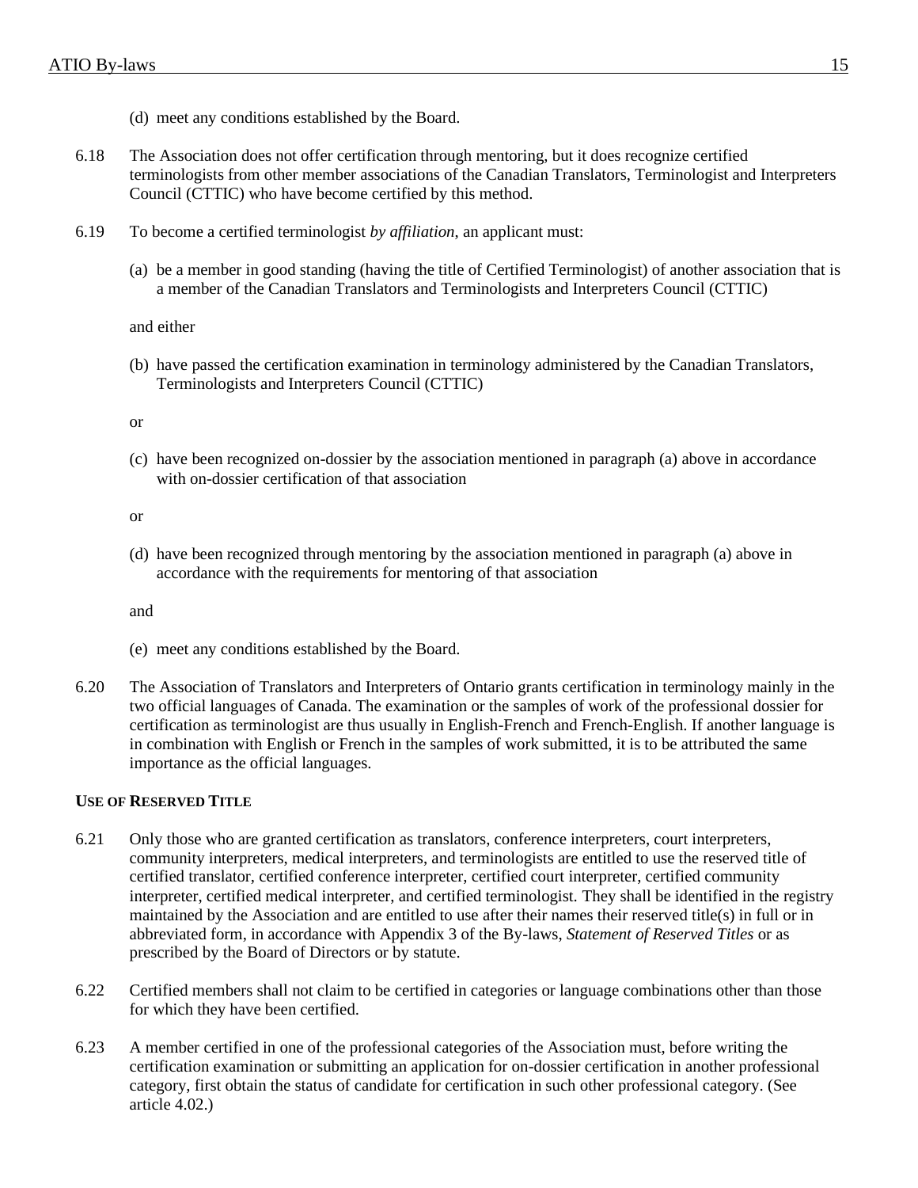(d) meet any conditions established by the Board.

6.18 The Association does not offer certification through mentoring, but it does recognize certified terminologists from other member associations of the Canadian Translators, Terminologist and Interpreters Council (CTTIC) who have become certified by this method.

6.19 To become a certified terminologist *by affiliation*, an applicant must:

(a) be a member in good standing (having the title of Certified Terminologist) of another association that is a member of the Canadian Translators and Terminologists and Interpreters Council (CTTIC)

and either

(b) have passed the certification examination in terminology administered by the Canadian Translators, Terminologists and Interpreters Council (CTTIC)

or

(c) have been recognized on-dossier by the association mentioned in paragraph (a) above in accordance with on-dossier certification of that association

or

(d) have been recognized through mentoring by the association mentioned in paragraph (a) above in accordance with the requirements for mentoring of that association

and

(e) meet any conditions established by the Board.

6.20 The Association of Translators and Interpreters of Ontario grants certification in terminology mainly in the two official languages of Canada. The examination or the samples of work of the professional dossier for certification as terminologist are thus usually in English-French and French-English. If another language is in combination with English or French in the samples of work submitted, it is to be attributed the same importance as the official languages.

**USE OF RESERVED TITLE**

6.21 Only those who are granted certification as translators, conference interpreters, court interpreters, community interpreters, medical interpreters, and terminologists are entitled to use the reserved title of certified translator, certified conference interpreter, certified court interpreter, certified community interpreter, certified medical interpreter, and certified terminologist. They shall be identified in the registry maintained by the Association and are entitled to use after their names their reserved title(s) in full or in abbreviated form, in accordance with Appendix 3 of the By-laws, *Statement of Reserved Titles* or as prescribed by the Board of Directors or by statute.

6.22 Certified members shall not claim to be certified in categories or language combinations other than those for which they have been certified.

6.23 A member certified in one of the professional categories of the Association must, before writing the certification examination or submitting an application for on-dossier certification in another professional category, first obtain the status of candidate for certification in such other professional category. (See article 4.02.)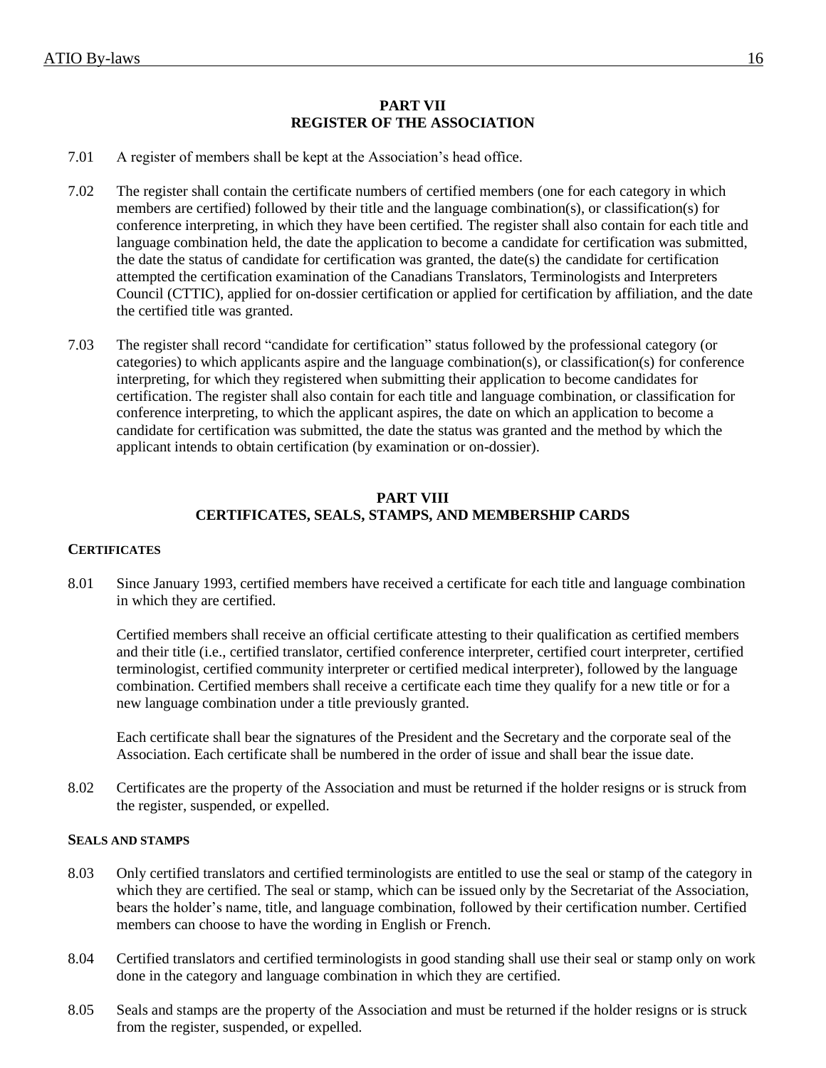## PART VII
## REGISTER OF THE ASSOCIATION

7.01 A register of members shall be kept at the Association's head office.

7.02 The register shall contain the certificate numbers of certified members (one for each category in which members are certified) followed by their title and the language combination(s), or classification(s) for conference interpreting, in which they have been certified. The register shall also contain for each title and language combination held, the date the application to become a candidate for certification was submitted, the date the status of candidate for certification was granted, the date(s) the candidate for certification attempted the certification examination of the Canadians Translators, Terminologists and Interpreters Council (CTTIC), applied for on-dossier certification or applied for certification by affiliation, and the date the certified title was granted.

7.03 The register shall record "candidate for certification" status followed by the professional category (or categories) to which applicants aspire and the language combination(s), or classification(s) for conference interpreting, for which they registered when submitting their application to become candidates for certification. The register shall also contain for each title and language combination, or classification for conference interpreting, to which the applicant aspires, the date on which an application to become a candidate for certification was submitted, the date the status was granted and the method by which the applicant intends to obtain certification (by examination or on-dossier).

## PART VIII
## CERTIFICATES, SEALS, STAMPS, AND MEMBERSHIP CARDS

### CERTIFICATES

8.01 Since January 1993, certified members have received a certificate for each title and language combination in which they are certified.

Certified members shall receive an official certificate attesting to their qualification as certified members and their title (i.e., certified translator, certified conference interpreter, certified court interpreter, certified terminologist, certified community interpreter or certified medical interpreter), followed by the language combination. Certified members shall receive a certificate each time they qualify for a new title or for a new language combination under a title previously granted.

Each certificate shall bear the signatures of the President and the Secretary and the corporate seal of the Association. Each certificate shall be numbered in the order of issue and shall bear the issue date.

8.02 Certificates are the property of the Association and must be returned if the holder resigns or is struck from the register, suspended, or expelled.

### SEALS AND STAMPS

8.03 Only certified translators and certified terminologists are entitled to use the seal or stamp of the category in which they are certified. The seal or stamp, which can be issued only by the Secretariat of the Association, bears the holder's name, title, and language combination, followed by their certification number. Certified members can choose to have the wording in English or French.

8.04 Certified translators and certified terminologists in good standing shall use their seal or stamp only on work done in the category and language combination in which they are certified.

8.05 Seals and stamps are the property of the Association and must be returned if the holder resigns or is struck from the register, suspended, or expelled.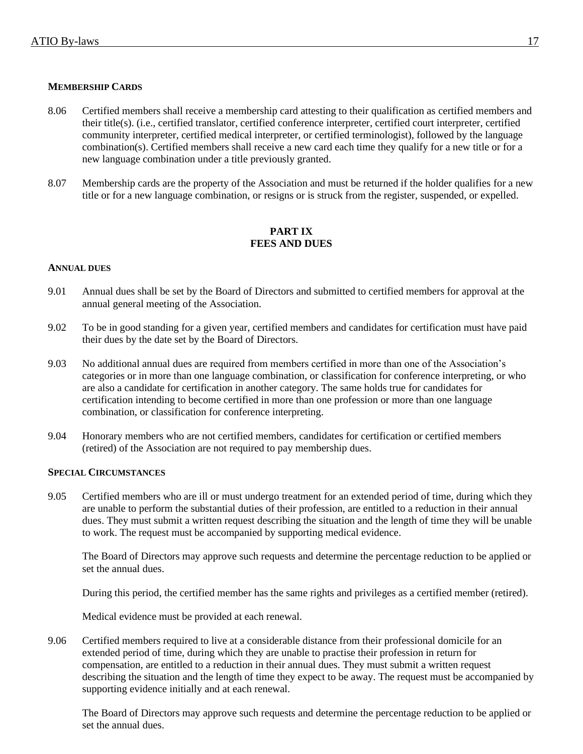#### MEMBERSHIP CARDS

8.06 Certified members shall receive a membership card attesting to their qualification as certified members and their title(s). (i.e., certified translator, certified conference interpreter, certified court interpreter, certified community interpreter, certified medical interpreter, or certified terminologist), followed by the language combination(s). Certified members shall receive a new card each time they qualify for a new title or for a new language combination under a title previously granted.

8.07 Membership cards are the property of the Association and must be returned if the holder qualifies for a new title or for a new language combination, or resigns or is struck from the register, suspended, or expelled.

## PART IX
## FEES AND DUES

#### ANNUAL DUES

9.01 Annual dues shall be set by the Board of Directors and submitted to certified members for approval at the annual general meeting of the Association.

9.02 To be in good standing for a given year, certified members and candidates for certification must have paid their dues by the date set by the Board of Directors.

9.03 No additional annual dues are required from members certified in more than one of the Association's categories or in more than one language combination, or classification for conference interpreting, or who are also a candidate for certification in another category. The same holds true for candidates for certification intending to become certified in more than one profession or more than one language combination, or classification for conference interpreting.

9.04 Honorary members who are not certified members, candidates for certification or certified members (retired) of the Association are not required to pay membership dues.

#### SPECIAL CIRCUMSTANCES

9.05 Certified members who are ill or must undergo treatment for an extended period of time, during which they are unable to perform the substantial duties of their profession, are entitled to a reduction in their annual dues. They must submit a written request describing the situation and the length of time they will be unable to work. The request must be accompanied by supporting medical evidence.

The Board of Directors may approve such requests and determine the percentage reduction to be applied or set the annual dues.

During this period, the certified member has the same rights and privileges as a certified member (retired).

Medical evidence must be provided at each renewal.

9.06 Certified members required to live at a considerable distance from their professional domicile for an extended period of time, during which they are unable to practise their profession in return for compensation, are entitled to a reduction in their annual dues. They must submit a written request describing the situation and the length of time they expect to be away. The request must be accompanied by supporting evidence initially and at each renewal.

The Board of Directors may approve such requests and determine the percentage reduction to be applied or set the annual dues.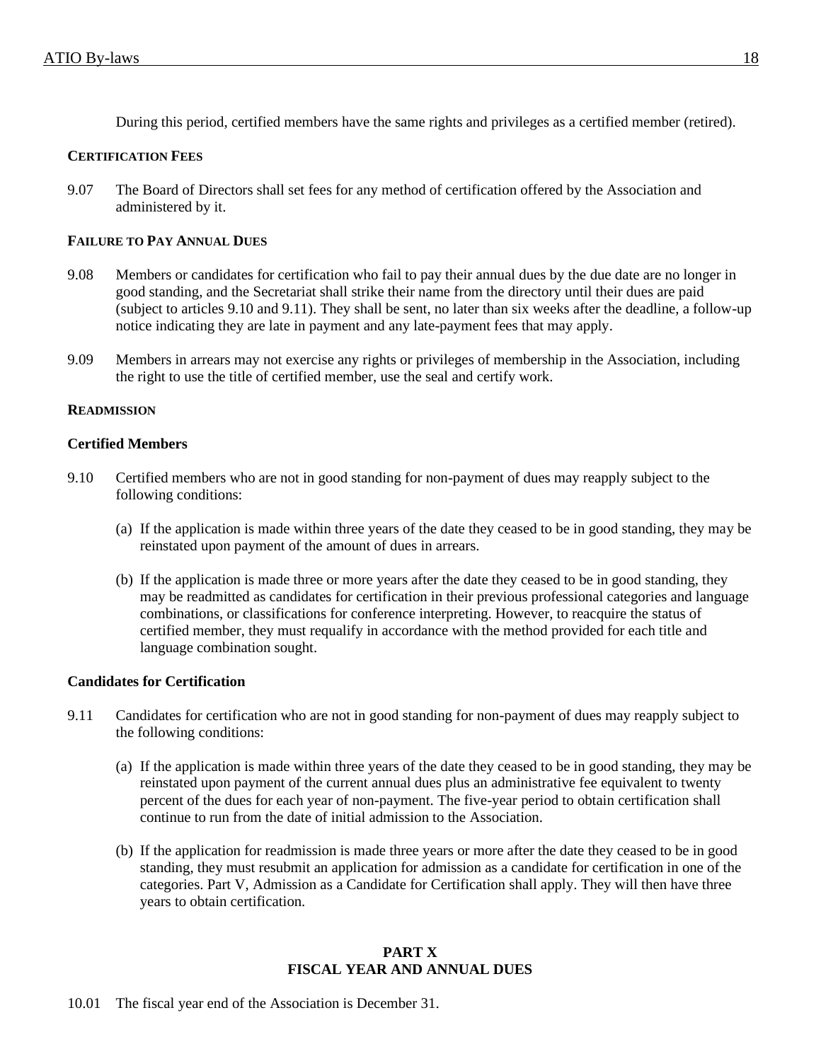During this period, certified members have the same rights and privileges as a certified member (retired).

#### CERTIFICATION FEES

9.07 The Board of Directors shall set fees for any method of certification offered by the Association and administered by it.

#### FAILURE TO PAY ANNUAL DUES

9.08 Members or candidates for certification who fail to pay their annual dues by the due date are no longer in good standing, and the Secretariat shall strike their name from the directory until their dues are paid (subject to articles 9.10 and 9.11). They shall be sent, no later than six weeks after the deadline, a follow-up notice indicating they are late in payment and any late-payment fees that may apply.

9.09 Members in arrears may not exercise any rights or privileges of membership in the Association, including the right to use the title of certified member, use the seal and certify work.

#### READMISSION

**Certified Members**

9.10 Certified members who are not in good standing for non-payment of dues may reapply subject to the following conditions:

(a) If the application is made within three years of the date they ceased to be in good standing, they may be reinstated upon payment of the amount of dues in arrears.

(b) If the application is made three or more years after the date they ceased to be in good standing, they may be readmitted as candidates for certification in their previous professional categories and language combinations, or classifications for conference interpreting. However, to reacquire the status of certified member, they must requalify in accordance with the method provided for each title and language combination sought.

**Candidates for Certification**

9.11 Candidates for certification who are not in good standing for non-payment of dues may reapply subject to the following conditions:

(a) If the application is made within three years of the date they ceased to be in good standing, they may be reinstated upon payment of the current annual dues plus an administrative fee equivalent to twenty percent of the dues for each year of non-payment. The five-year period to obtain certification shall continue to run from the date of initial admission to the Association.

(b) If the application for readmission is made three years or more after the date they ceased to be in good standing, they must resubmit an application for admission as a candidate for certification in one of the categories. Part V, Admission as a Candidate for Certification shall apply. They will then have three years to obtain certification.

## PART X
## FISCAL YEAR AND ANNUAL DUES

10.01 The fiscal year end of the Association is December 31.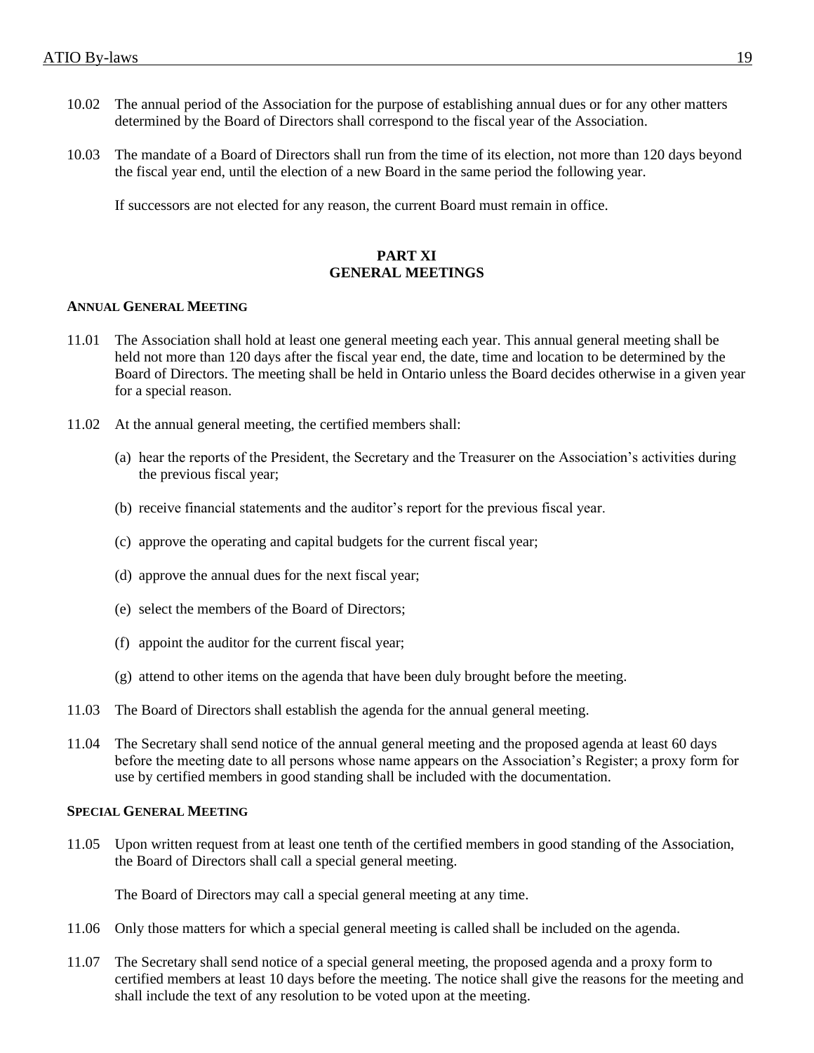10.02 The annual period of the Association for the purpose of establishing annual dues or for any other matters determined by the Board of Directors shall correspond to the fiscal year of the Association.

10.03 The mandate of a Board of Directors shall run from the time of its election, not more than 120 days beyond the fiscal year end, until the election of a new Board in the same period the following year.

If successors are not elected for any reason, the current Board must remain in office.

## PART XI
## GENERAL MEETINGS

### ANNUAL GENERAL MEETING

11.01 The Association shall hold at least one general meeting each year. This annual general meeting shall be held not more than 120 days after the fiscal year end, the date, time and location to be determined by the Board of Directors. The meeting shall be held in Ontario unless the Board decides otherwise in a given year for a special reason.

11.02 At the annual general meeting, the certified members shall:

(a) hear the reports of the President, the Secretary and the Treasurer on the Association's activities during the previous fiscal year;

(b) receive financial statements and the auditor's report for the previous fiscal year.

(c) approve the operating and capital budgets for the current fiscal year;

(d) approve the annual dues for the next fiscal year;

(e) select the members of the Board of Directors;

(f) appoint the auditor for the current fiscal year;

(g) attend to other items on the agenda that have been duly brought before the meeting.

11.03 The Board of Directors shall establish the agenda for the annual general meeting.

11.04 The Secretary shall send notice of the annual general meeting and the proposed agenda at least 60 days before the meeting date to all persons whose name appears on the Association's Register; a proxy form for use by certified members in good standing shall be included with the documentation.

### SPECIAL GENERAL MEETING

11.05 Upon written request from at least one tenth of the certified members in good standing of the Association, the Board of Directors shall call a special general meeting.

The Board of Directors may call a special general meeting at any time.

11.06 Only those matters for which a special general meeting is called shall be included on the agenda.

11.07 The Secretary shall send notice of a special general meeting, the proposed agenda and a proxy form to certified members at least 10 days before the meeting. The notice shall give the reasons for the meeting and shall include the text of any resolution to be voted upon at the meeting.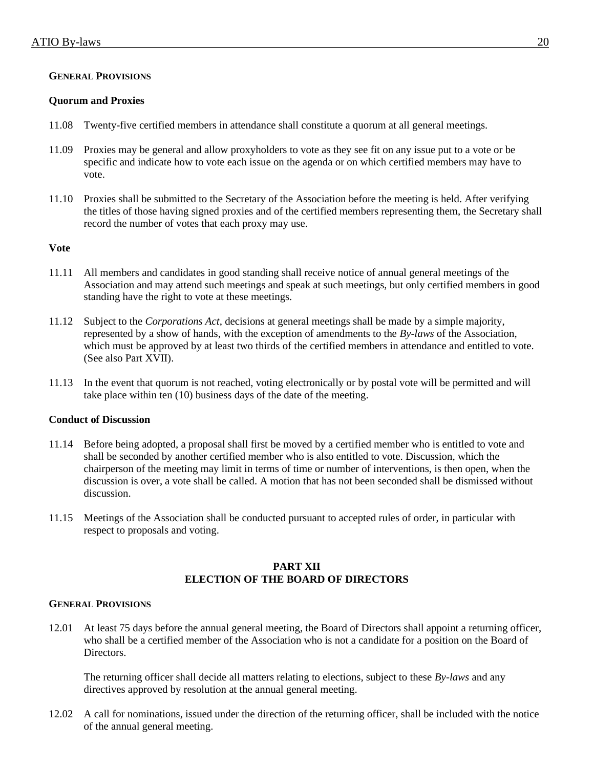### General Provisions

#### Quorum and Proxies

11.08 Twenty-five certified members in attendance shall constitute a quorum at all general meetings.

11.09 Proxies may be general and allow proxyholders to vote as they see fit on any issue put to a vote or be specific and indicate how to vote each issue on the agenda or on which certified members may have to vote.

11.10 Proxies shall be submitted to the Secretary of the Association before the meeting is held. After verifying the titles of those having signed proxies and of the certified members representing them, the Secretary shall record the number of votes that each proxy may use.

#### Vote

11.11 All members and candidates in good standing shall receive notice of annual general meetings of the Association and may attend such meetings and speak at such meetings, but only certified members in good standing have the right to vote at these meetings.

11.12 Subject to the *Corporations Act*, decisions at general meetings shall be made by a simple majority, represented by a show of hands, with the exception of amendments to the *By-laws* of the Association, which must be approved by at least two thirds of the certified members in attendance and entitled to vote. (See also Part XVII).

11.13 In the event that quorum is not reached, voting electronically or by postal vote will be permitted and will take place within ten (10) business days of the date of the meeting.

#### Conduct of Discussion

11.14 Before being adopted, a proposal shall first be moved by a certified member who is entitled to vote and shall be seconded by another certified member who is also entitled to vote. Discussion, which the chairperson of the meeting may limit in terms of time or number of interventions, is then open, when the discussion is over, a vote shall be called. A motion that has not been seconded shall be dismissed without discussion.

11.15 Meetings of the Association shall be conducted pursuant to accepted rules of order, in particular with respect to proposals and voting.

## PART XII
## ELECTION OF THE BOARD OF DIRECTORS

### General Provisions

12.01 At least 75 days before the annual general meeting, the Board of Directors shall appoint a returning officer, who shall be a certified member of the Association who is not a candidate for a position on the Board of Directors.

The returning officer shall decide all matters relating to elections, subject to these *By-laws* and any directives approved by resolution at the annual general meeting.

12.02 A call for nominations, issued under the direction of the returning officer, shall be included with the notice of the annual general meeting.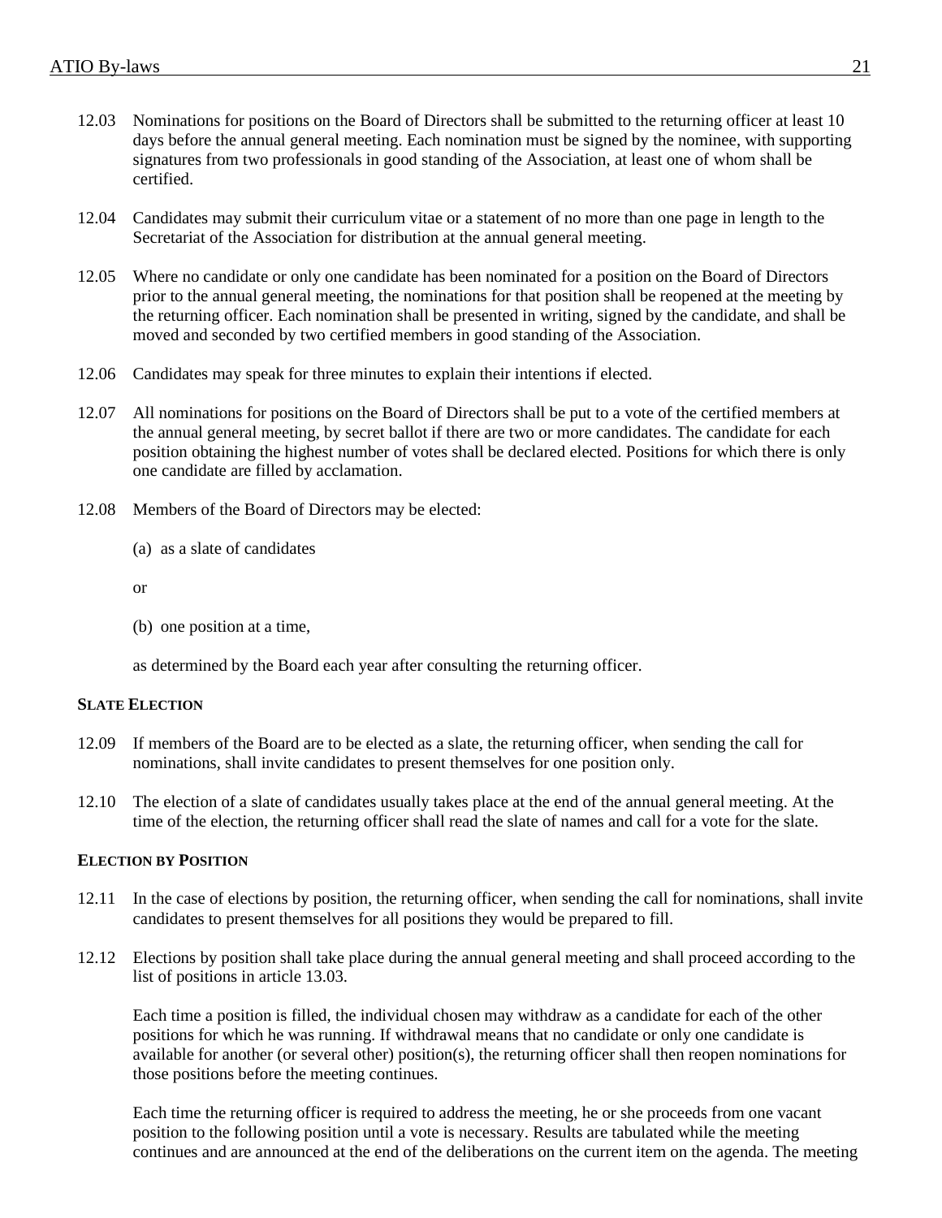12.03 Nominations for positions on the Board of Directors shall be submitted to the returning officer at least 10 days before the annual general meeting. Each nomination must be signed by the nominee, with supporting signatures from two professionals in good standing of the Association, at least one of whom shall be certified.

12.04 Candidates may submit their curriculum vitae or a statement of no more than one page in length to the Secretariat of the Association for distribution at the annual general meeting.

12.05 Where no candidate or only one candidate has been nominated for a position on the Board of Directors prior to the annual general meeting, the nominations for that position shall be reopened at the meeting by the returning officer. Each nomination shall be presented in writing, signed by the candidate, and shall be moved and seconded by two certified members in good standing of the Association.

12.06 Candidates may speak for three minutes to explain their intentions if elected.

12.07 All nominations for positions on the Board of Directors shall be put to a vote of the certified members at the annual general meeting, by secret ballot if there are two or more candidates. The candidate for each position obtaining the highest number of votes shall be declared elected. Positions for which there is only one candidate are filled by acclamation.

12.08 Members of the Board of Directors may be elected:

(a) as a slate of candidates

or

(b) one position at a time,

as determined by the Board each year after consulting the returning officer.

**SLATE ELECTION**

12.09 If members of the Board are to be elected as a slate, the returning officer, when sending the call for nominations, shall invite candidates to present themselves for one position only.

12.10 The election of a slate of candidates usually takes place at the end of the annual general meeting. At the time of the election, the returning officer shall read the slate of names and call for a vote for the slate.

**ELECTION BY POSITION**

12.11 In the case of elections by position, the returning officer, when sending the call for nominations, shall invite candidates to present themselves for all positions they would be prepared to fill.

12.12 Elections by position shall take place during the annual general meeting and shall proceed according to the list of positions in article 13.03.

Each time a position is filled, the individual chosen may withdraw as a candidate for each of the other positions for which he was running. If withdrawal means that no candidate or only one candidate is available for another (or several other) position(s), the returning officer shall then reopen nominations for those positions before the meeting continues.

Each time the returning officer is required to address the meeting, he or she proceeds from one vacant position to the following position until a vote is necessary. Results are tabulated while the meeting continues and are announced at the end of the deliberations on the current item on the agenda. The meeting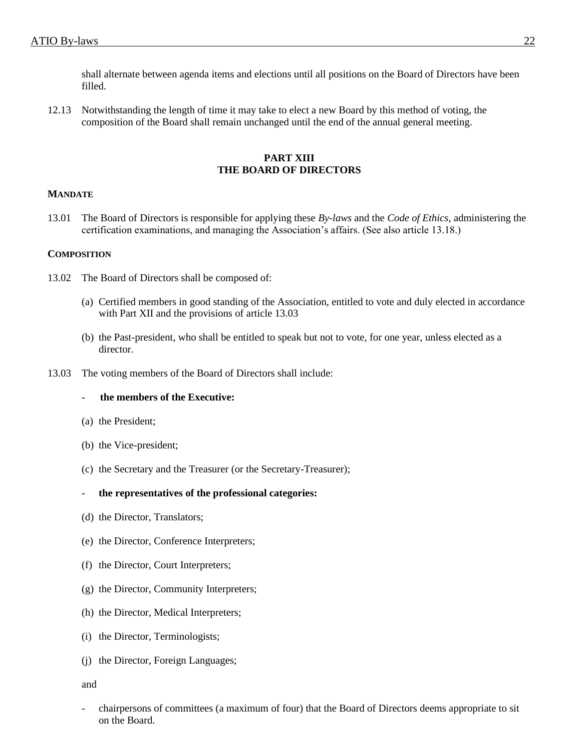shall alternate between agenda items and elections until all positions on the Board of Directors have been filled.

12.13 Notwithstanding the length of time it may take to elect a new Board by this method of voting, the composition of the Board shall remain unchanged until the end of the annual general meeting.

## PART XIII
## THE BOARD OF DIRECTORS

### MANDATE

13.01 The Board of Directors is responsible for applying these *By-laws* and the *Code of Ethics*, administering the certification examinations, and managing the Association's affairs. (See also article 13.18.)

### COMPOSITION

13.02 The Board of Directors shall be composed of:

(a) Certified members in good standing of the Association, entitled to vote and duly elected in accordance with Part XII and the provisions of article 13.03

(b) the Past-president, who shall be entitled to speak but not to vote, for one year, unless elected as a director.

13.03 The voting members of the Board of Directors shall include:

- **the members of the Executive:**

(a) the President;

(b) the Vice-president;

(c) the Secretary and the Treasurer (or the Secretary-Treasurer);

- **the representatives of the professional categories:**

(d) the Director, Translators;

(e) the Director, Conference Interpreters;

(f) the Director, Court Interpreters;

(g) the Director, Community Interpreters;

(h) the Director, Medical Interpreters;

(i) the Director, Terminologists;

(j) the Director, Foreign Languages;

and

- chairpersons of committees (a maximum of four) that the Board of Directors deems appropriate to sit on the Board.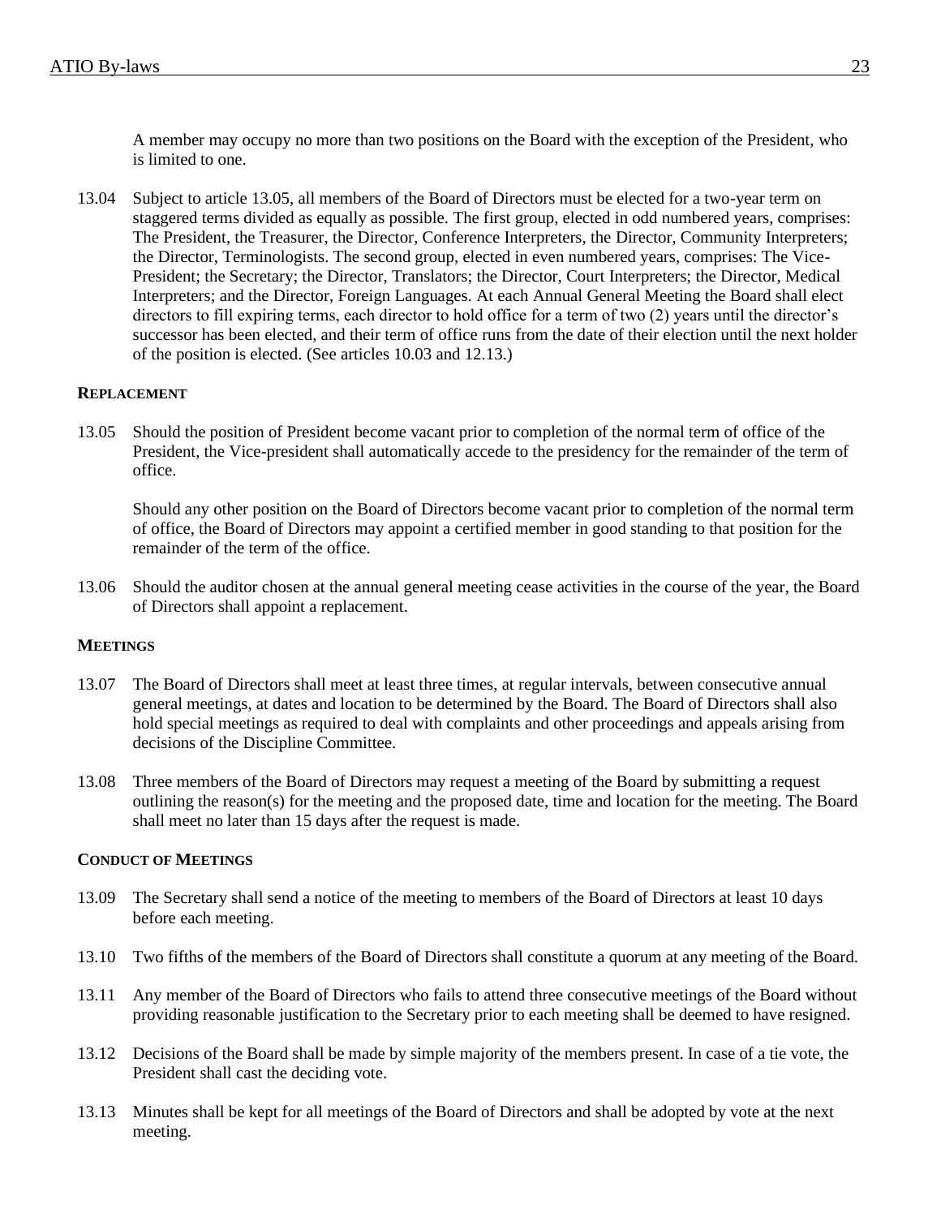A member may occupy no more than two positions on the Board with the exception of the President, who is limited to one.

13.04 Subject to article 13.05, all members of the Board of Directors must be elected for a two-year term on staggered terms divided as equally as possible. The first group, elected in odd numbered years, comprises: The President, the Treasurer, the Director, Conference Interpreters, the Director, Community Interpreters; the Director, Terminologists. The second group, elected in even numbered years, comprises: The Vice-President; the Secretary; the Director, Translators; the Director, Court Interpreters; the Director, Medical Interpreters; and the Director, Foreign Languages. At each Annual General Meeting the Board shall elect directors to fill expiring terms, each director to hold office for a term of two (2) years until the director's successor has been elected, and their term of office runs from the date of their election until the next holder of the position is elected. (See articles 10.03 and 12.13.)

**REPLACEMENT**

13.05 Should the position of President become vacant prior to completion of the normal term of office of the President, the Vice-president shall automatically accede to the presidency for the remainder of the term of office.

Should any other position on the Board of Directors become vacant prior to completion of the normal term of office, the Board of Directors may appoint a certified member in good standing to that position for the remainder of the term of the office.

13.06 Should the auditor chosen at the annual general meeting cease activities in the course of the year, the Board of Directors shall appoint a replacement.

**MEETINGS**

13.07 The Board of Directors shall meet at least three times, at regular intervals, between consecutive annual general meetings, at dates and location to be determined by the Board. The Board of Directors shall also hold special meetings as required to deal with complaints and other proceedings and appeals arising from decisions of the Discipline Committee.

13.08 Three members of the Board of Directors may request a meeting of the Board by submitting a request outlining the reason(s) for the meeting and the proposed date, time and location for the meeting. The Board shall meet no later than 15 days after the request is made.

**CONDUCT OF MEETINGS**

13.09 The Secretary shall send a notice of the meeting to members of the Board of Directors at least 10 days before each meeting.

13.10 Two fifths of the members of the Board of Directors shall constitute a quorum at any meeting of the Board.

13.11 Any member of the Board of Directors who fails to attend three consecutive meetings of the Board without providing reasonable justification to the Secretary prior to each meeting shall be deemed to have resigned.

13.12 Decisions of the Board shall be made by simple majority of the members present. In case of a tie vote, the President shall cast the deciding vote.

13.13 Minutes shall be kept for all meetings of the Board of Directors and shall be adopted by vote at the next meeting.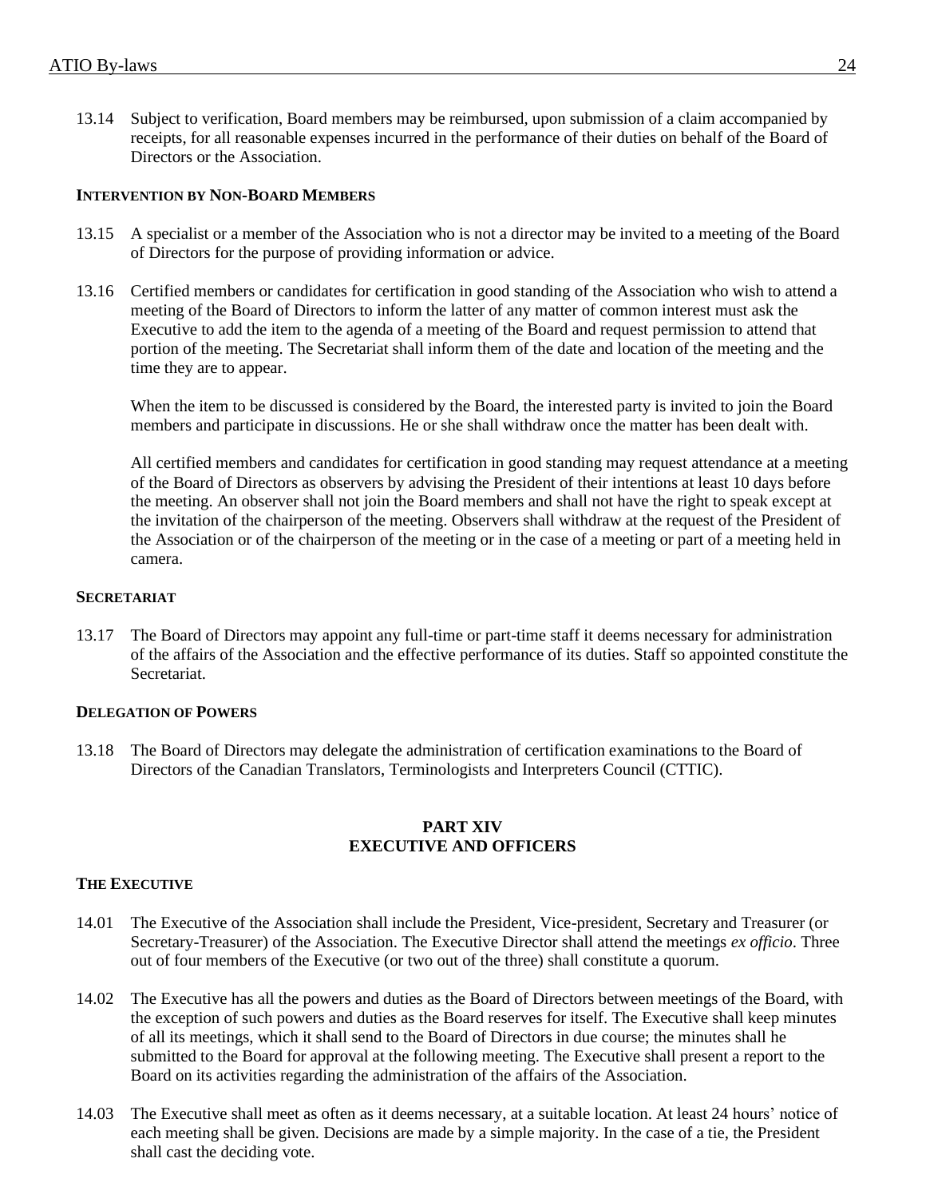13.14 Subject to verification, Board members may be reimbursed, upon submission of a claim accompanied by receipts, for all reasonable expenses incurred in the performance of their duties on behalf of the Board of Directors or the Association.

#### INTERVENTION BY NON-BOARD MEMBERS

13.15 A specialist or a member of the Association who is not a director may be invited to a meeting of the Board of Directors for the purpose of providing information or advice.

13.16 Certified members or candidates for certification in good standing of the Association who wish to attend a meeting of the Board of Directors to inform the latter of any matter of common interest must ask the Executive to add the item to the agenda of a meeting of the Board and request permission to attend that portion of the meeting. The Secretariat shall inform them of the date and location of the meeting and the time they are to appear.

When the item to be discussed is considered by the Board, the interested party is invited to join the Board members and participate in discussions. He or she shall withdraw once the matter has been dealt with.

All certified members and candidates for certification in good standing may request attendance at a meeting of the Board of Directors as observers by advising the President of their intentions at least 10 days before the meeting. An observer shall not join the Board members and shall not have the right to speak except at the invitation of the chairperson of the meeting. Observers shall withdraw at the request of the President of the Association or of the chairperson of the meeting or in the case of a meeting or part of a meeting held in camera.

#### SECRETARIAT

13.17 The Board of Directors may appoint any full-time or part-time staff it deems necessary for administration of the affairs of the Association and the effective performance of its duties. Staff so appointed constitute the Secretariat.

#### DELEGATION OF POWERS

13.18 The Board of Directors may delegate the administration of certification examinations to the Board of Directors of the Canadian Translators, Terminologists and Interpreters Council (CTTIC).

## PART XIV
## EXECUTIVE AND OFFICERS

#### THE EXECUTIVE

14.01 The Executive of the Association shall include the President, Vice-president, Secretary and Treasurer (or Secretary-Treasurer) of the Association. The Executive Director shall attend the meetings *ex officio*. Three out of four members of the Executive (or two out of the three) shall constitute a quorum.

14.02 The Executive has all the powers and duties as the Board of Directors between meetings of the Board, with the exception of such powers and duties as the Board reserves for itself. The Executive shall keep minutes of all its meetings, which it shall send to the Board of Directors in due course; the minutes shall he submitted to the Board for approval at the following meeting. The Executive shall present a report to the Board on its activities regarding the administration of the affairs of the Association.

14.03 The Executive shall meet as often as it deems necessary, at a suitable location. At least 24 hours' notice of each meeting shall be given. Decisions are made by a simple majority. In the case of a tie, the President shall cast the deciding vote.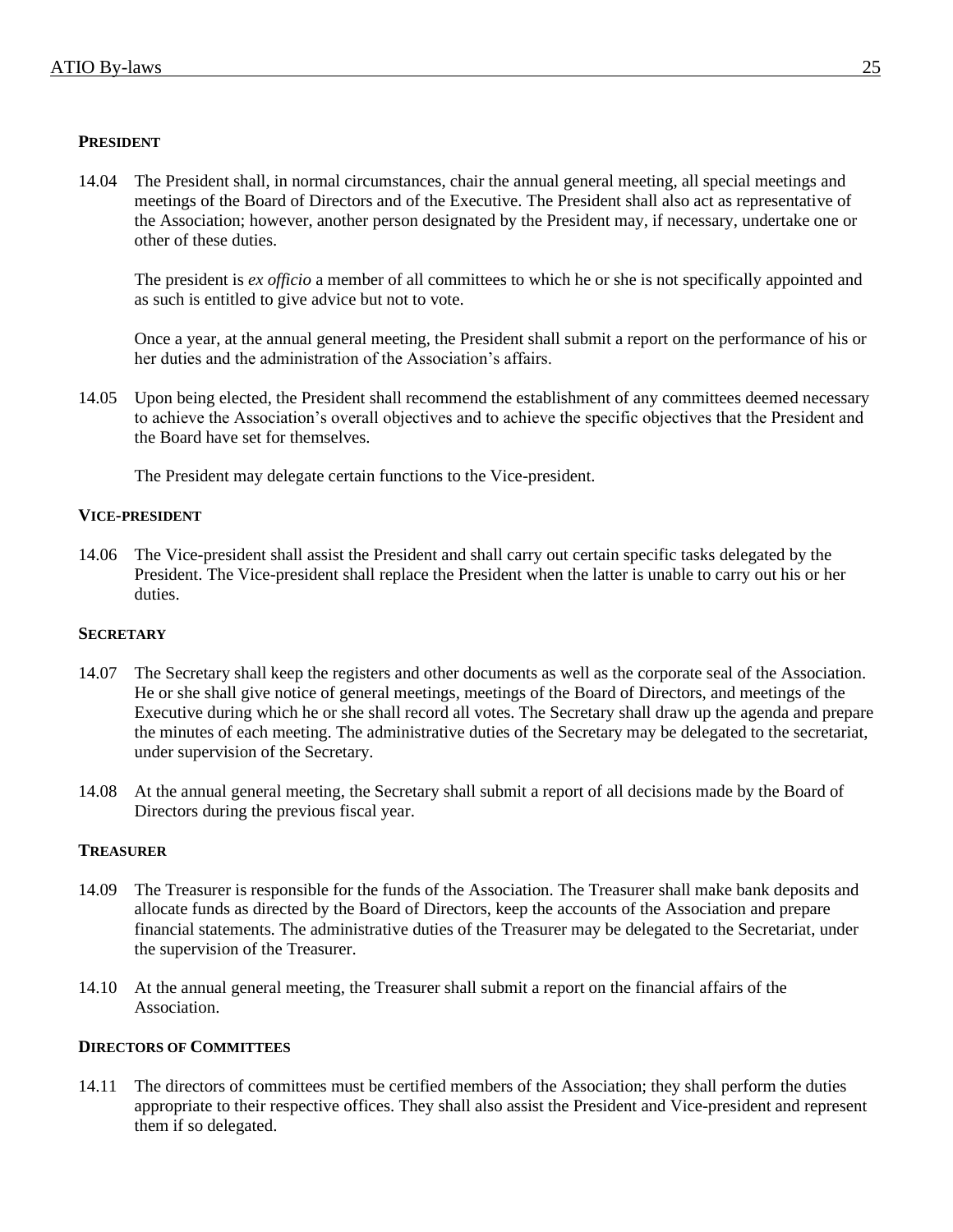**PRESIDENT**

14.04 The President shall, in normal circumstances, chair the annual general meeting, all special meetings and meetings of the Board of Directors and of the Executive. The President shall also act as representative of the Association; however, another person designated by the President may, if necessary, undertake one or other of these duties.

The president is *ex officio* a member of all committees to which he or she is not specifically appointed and as such is entitled to give advice but not to vote.

Once a year, at the annual general meeting, the President shall submit a report on the performance of his or her duties and the administration of the Association's affairs.

14.05 Upon being elected, the President shall recommend the establishment of any committees deemed necessary to achieve the Association's overall objectives and to achieve the specific objectives that the President and the Board have set for themselves.

The President may delegate certain functions to the Vice-president.

**VICE-PRESIDENT**

14.06 The Vice-president shall assist the President and shall carry out certain specific tasks delegated by the President. The Vice-president shall replace the President when the latter is unable to carry out his or her duties.

**SECRETARY**

14.07 The Secretary shall keep the registers and other documents as well as the corporate seal of the Association. He or she shall give notice of general meetings, meetings of the Board of Directors, and meetings of the Executive during which he or she shall record all votes. The Secretary shall draw up the agenda and prepare the minutes of each meeting. The administrative duties of the Secretary may be delegated to the secretariat, under supervision of the Secretary.

14.08 At the annual general meeting, the Secretary shall submit a report of all decisions made by the Board of Directors during the previous fiscal year.

**TREASURER**

14.09 The Treasurer is responsible for the funds of the Association. The Treasurer shall make bank deposits and allocate funds as directed by the Board of Directors, keep the accounts of the Association and prepare financial statements. The administrative duties of the Treasurer may be delegated to the Secretariat, under the supervision of the Treasurer.

14.10 At the annual general meeting, the Treasurer shall submit a report on the financial affairs of the Association.

**DIRECTORS OF COMMITTEES**

14.11 The directors of committees must be certified members of the Association; they shall perform the duties appropriate to their respective offices. They shall also assist the President and Vice-president and represent them if so delegated.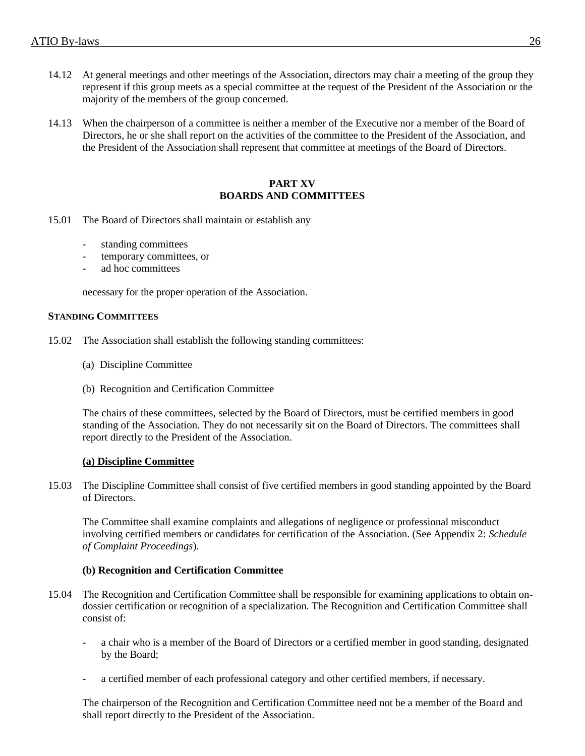14.12 At general meetings and other meetings of the Association, directors may chair a meeting of the group they represent if this group meets as a special committee at the request of the President of the Association or the majority of the members of the group concerned.

14.13 When the chairperson of a committee is neither a member of the Executive nor a member of the Board of Directors, he or she shall report on the activities of the committee to the President of the Association, and the President of the Association shall represent that committee at meetings of the Board of Directors.

## PART XV
## BOARDS AND COMMITTEES

15.01 The Board of Directors shall maintain or establish any

- standing committees
- temporary committees, or
- ad hoc committees

necessary for the proper operation of the Association.

### STANDING COMMITTEES

15.02 The Association shall establish the following standing committees:

(a) Discipline Committee

(b) Recognition and Certification Committee

The chairs of these committees, selected by the Board of Directors, must be certified members in good standing of the Association. They do not necessarily sit on the Board of Directors. The committees shall report directly to the President of the Association.

#### (a) Discipline Committee

15.03 The Discipline Committee shall consist of five certified members in good standing appointed by the Board of Directors.

The Committee shall examine complaints and allegations of negligence or professional misconduct involving certified members or candidates for certification of the Association. (See Appendix 2: *Schedule of Complaint Proceedings*).

#### (b) Recognition and Certification Committee

15.04 The Recognition and Certification Committee shall be responsible for examining applications to obtain on-dossier certification or recognition of a specialization. The Recognition and Certification Committee shall consist of:

- a chair who is a member of the Board of Directors or a certified member in good standing, designated by the Board;
- a certified member of each professional category and other certified members, if necessary.

The chairperson of the Recognition and Certification Committee need not be a member of the Board and shall report directly to the President of the Association.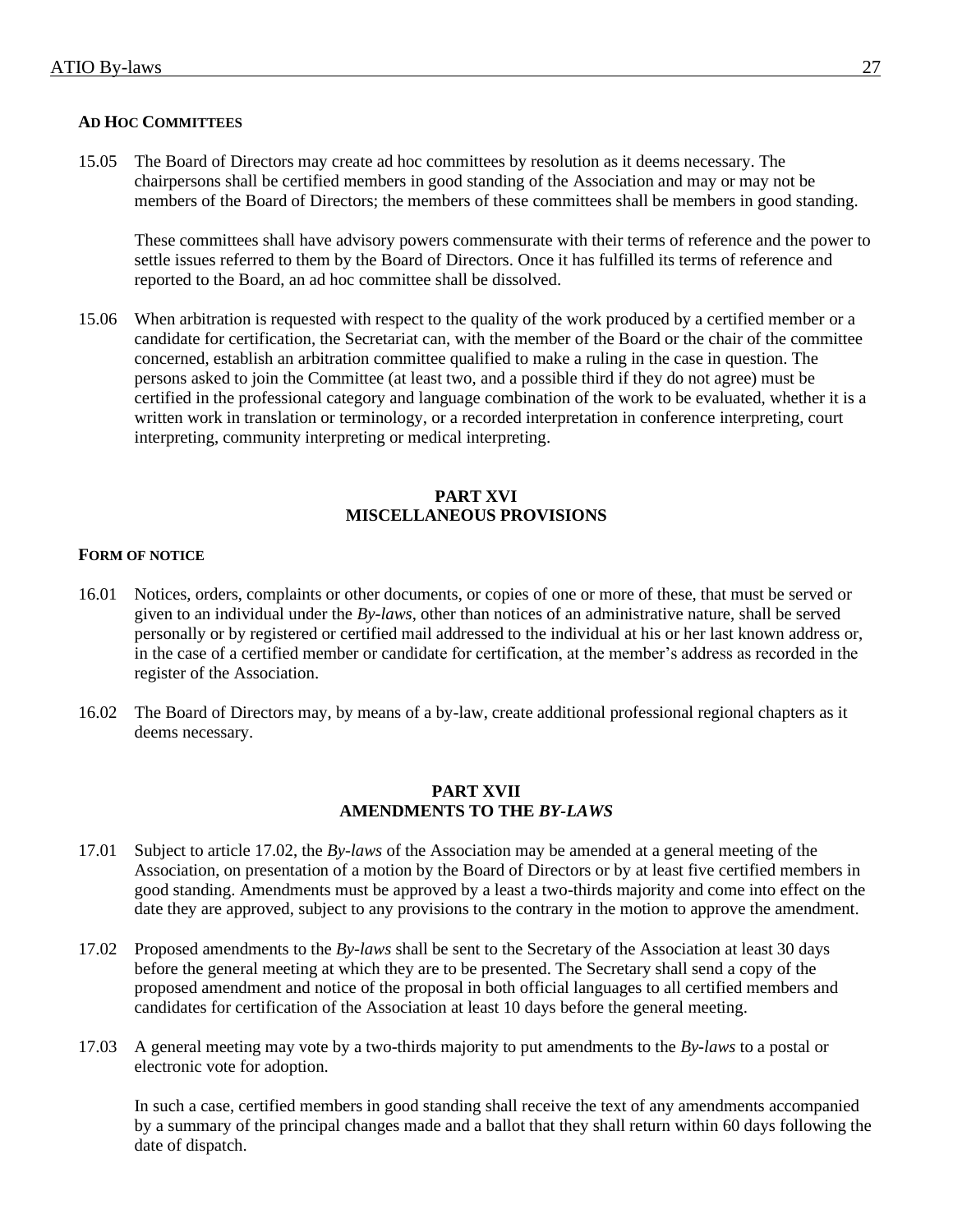#### AD HOC COMMITTEES

15.05 The Board of Directors may create ad hoc committees by resolution as it deems necessary. The chairpersons shall be certified members in good standing of the Association and may or may not be members of the Board of Directors; the members of these committees shall be members in good standing.

These committees shall have advisory powers commensurate with their terms of reference and the power to settle issues referred to them by the Board of Directors. Once it has fulfilled its terms of reference and reported to the Board, an ad hoc committee shall be dissolved.

15.06 When arbitration is requested with respect to the quality of the work produced by a certified member or a candidate for certification, the Secretariat can, with the member of the Board or the chair of the committee concerned, establish an arbitration committee qualified to make a ruling in the case in question. The persons asked to join the Committee (at least two, and a possible third if they do not agree) must be certified in the professional category and language combination of the work to be evaluated, whether it is a written work in translation or terminology, or a recorded interpretation in conference interpreting, court interpreting, community interpreting or medical interpreting.

## PART XVI
## MISCELLANEOUS PROVISIONS

#### FORM OF NOTICE

16.01 Notices, orders, complaints or other documents, or copies of one or more of these, that must be served or given to an individual under the *By-laws*, other than notices of an administrative nature, shall be served personally or by registered or certified mail addressed to the individual at his or her last known address or, in the case of a certified member or candidate for certification, at the member's address as recorded in the register of the Association.

16.02 The Board of Directors may, by means of a by-law, create additional professional regional chapters as it deems necessary.

## PART XVII
## AMENDMENTS TO THE *BY-LAWS*

17.01 Subject to article 17.02, the *By-laws* of the Association may be amended at a general meeting of the Association, on presentation of a motion by the Board of Directors or by at least five certified members in good standing. Amendments must be approved by a least a two-thirds majority and come into effect on the date they are approved, subject to any provisions to the contrary in the motion to approve the amendment.

17.02 Proposed amendments to the *By-laws* shall be sent to the Secretary of the Association at least 30 days before the general meeting at which they are to be presented. The Secretary shall send a copy of the proposed amendment and notice of the proposal in both official languages to all certified members and candidates for certification of the Association at least 10 days before the general meeting.

17.03 A general meeting may vote by a two-thirds majority to put amendments to the *By-laws* to a postal or electronic vote for adoption.

In such a case, certified members in good standing shall receive the text of any amendments accompanied by a summary of the principal changes made and a ballot that they shall return within 60 days following the date of dispatch.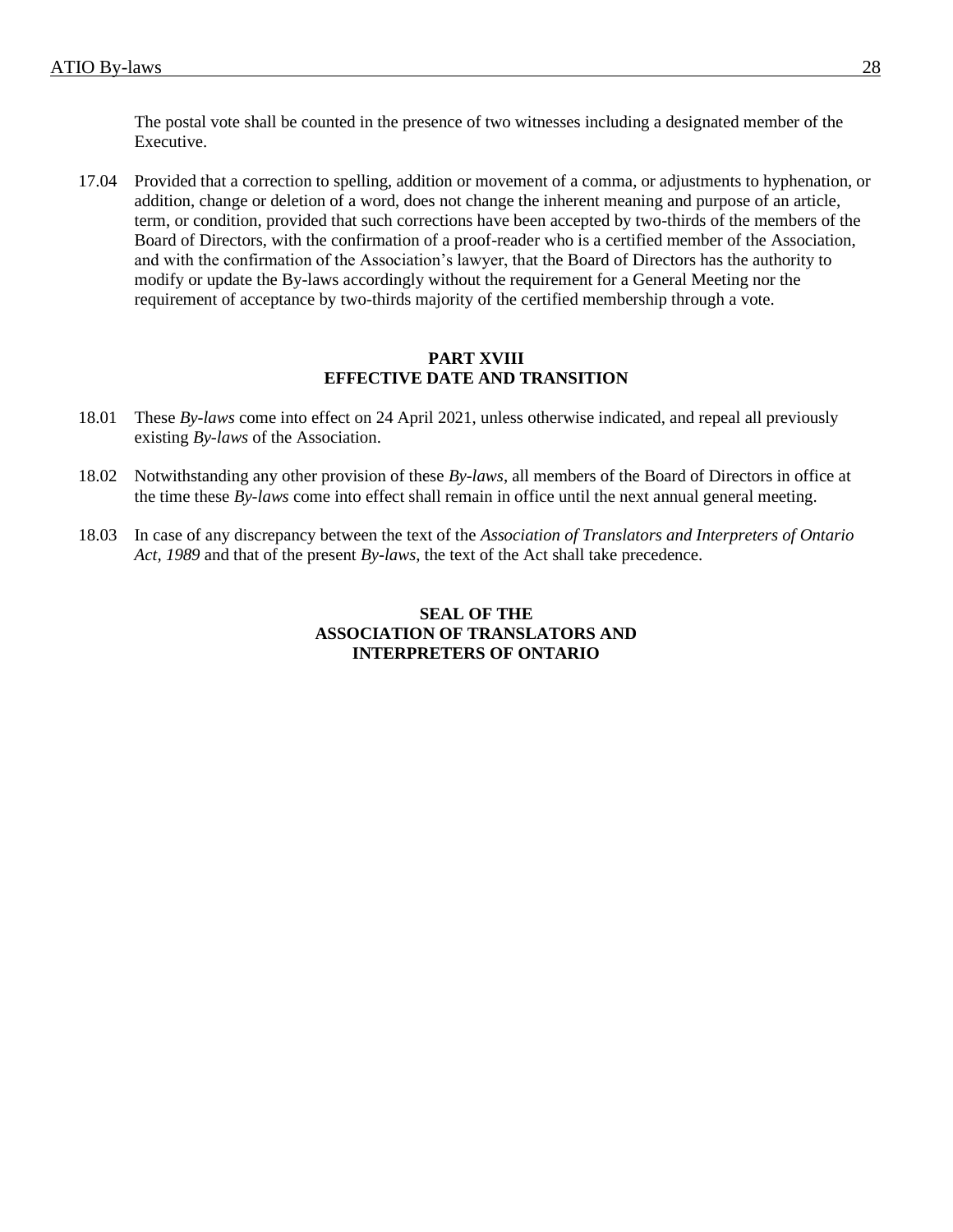The postal vote shall be counted in the presence of two witnesses including a designated member of the Executive.

17.04 Provided that a correction to spelling, addition or movement of a comma, or adjustments to hyphenation, or addition, change or deletion of a word, does not change the inherent meaning and purpose of an article, term, or condition, provided that such corrections have been accepted by two-thirds of the members of the Board of Directors, with the confirmation of a proof-reader who is a certified member of the Association, and with the confirmation of the Association's lawyer, that the Board of Directors has the authority to modify or update the By-laws accordingly without the requirement for a General Meeting nor the requirement of acceptance by two-thirds majority of the certified membership through a vote.

## PART XVIII
## EFFECTIVE DATE AND TRANSITION

18.01 These *By-laws* come into effect on 24 April 2021, unless otherwise indicated, and repeal all previously existing *By-laws* of the Association.

18.02 Notwithstanding any other provision of these *By-laws*, all members of the Board of Directors in office at the time these *By-laws* come into effect shall remain in office until the next annual general meeting.

18.03 In case of any discrepancy between the text of the *Association of Translators and Interpreters of Ontario Act, 1989* and that of the present *By-laws*, the text of the Act shall take precedence.

**SEAL OF THE**
**ASSOCIATION OF TRANSLATORS AND**
**INTERPRETERS OF ONTARIO**